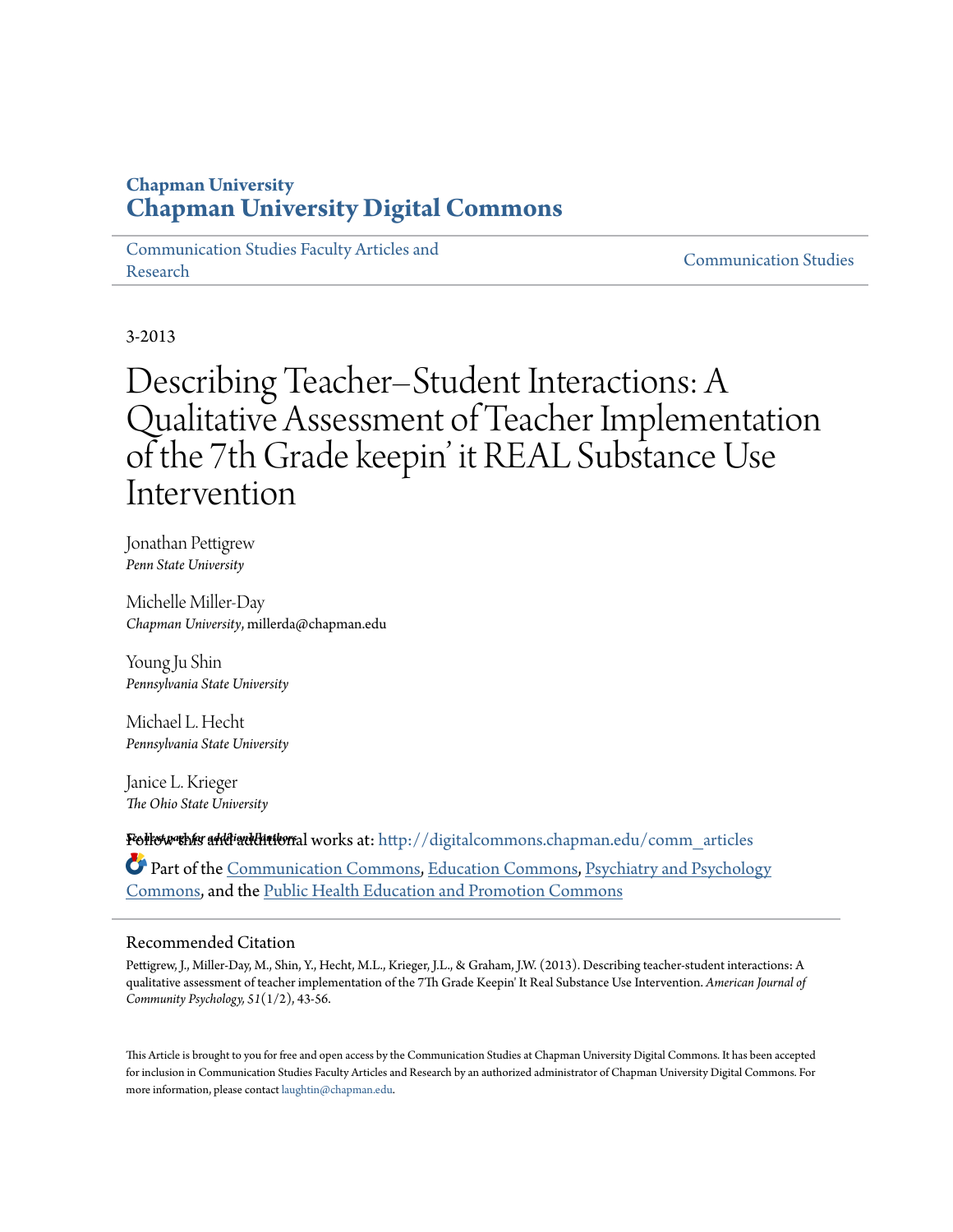Chapman University

# Chapman University Digital Commons

Communication Studies Faculty Articles and Research | Communication Studies

3-2013

# Describing Teacher–Student Interactions: A Qualitative Assessment of Teacher Implementation of the 7th Grade keepin' it REAL Substance Use Intervention

Jonathan Pettigrew
*Penn State University*

Michelle Miller-Day
*Chapman University*, millerda@chapman.edu

Young Ju Shin
*Pennsylvania State University*

Michael L. Hecht
*Pennsylvania State University*

Janice L. Krieger
*The Ohio State University*

See next page for additional authors

Follow this and additional works at: http://digitalcommons.chapman.edu/comm_articles

Part of the Communication Commons, Education Commons, Psychiatry and Psychology Commons, and the Public Health Education and Promotion Commons

## Recommended Citation

Pettigrew, J., Miller-Day, M., Shin, Y., Hecht, M.L., Krieger, J.L., & Graham, J.W. (2013). Describing teacher-student interactions: A qualitative assessment of teacher implementation of the 7Th Grade Keepin' It Real Substance Use Intervention. *American Journal of Community Psychology, 51*(1/2), 43-56.

This Article is brought to you for free and open access by the Communication Studies at Chapman University Digital Commons. It has been accepted for inclusion in Communication Studies Faculty Articles and Research by an authorized administrator of Chapman University Digital Commons. For more information, please contact laughtin@chapman.edu.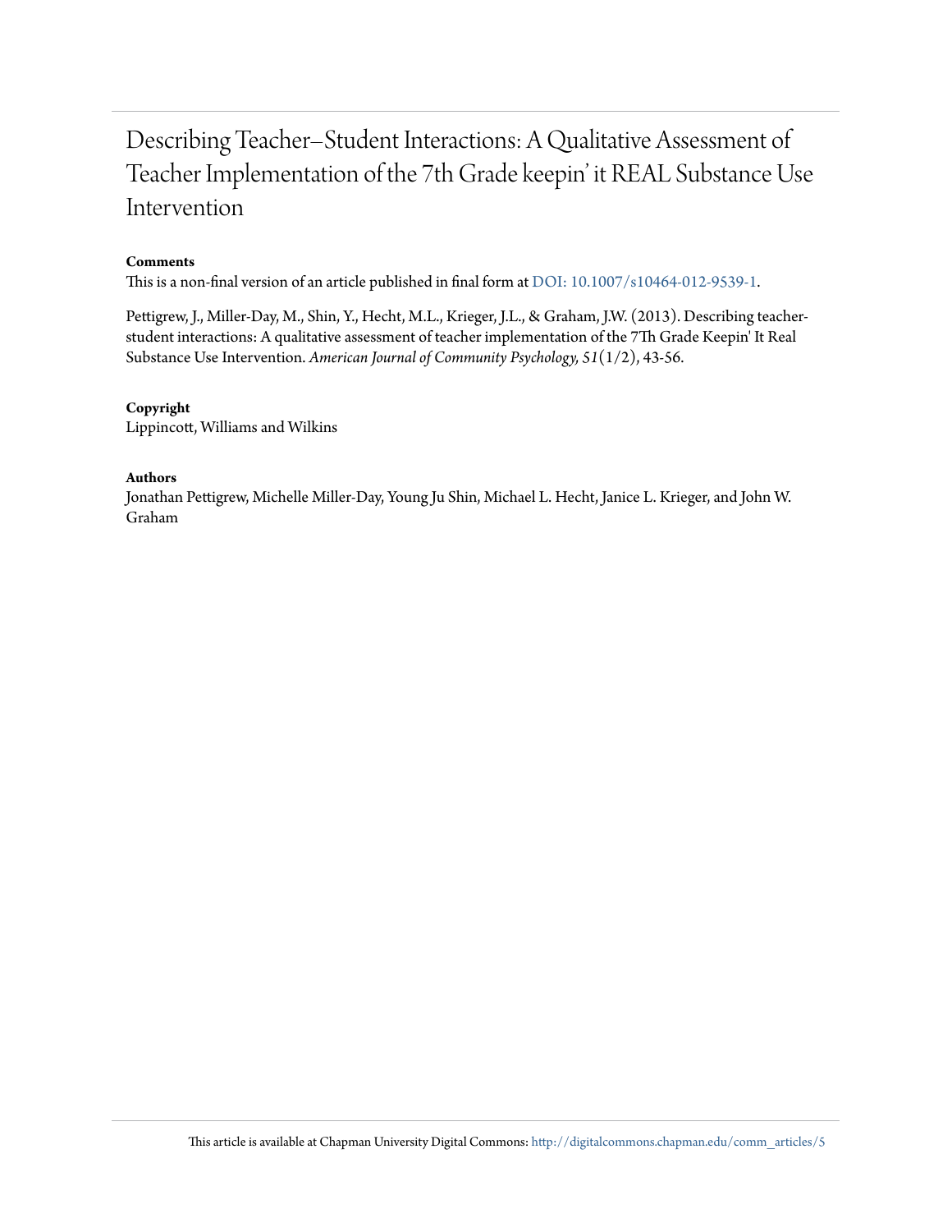# Describing Teacher–Student Interactions: A Qualitative Assessment of Teacher Implementation of the 7th Grade keepin' it REAL Substance Use Intervention

**Comments**

This is a non-final version of an article published in final form at DOI: 10.1007/s10464-012-9539-1.

Pettigrew, J., Miller-Day, M., Shin, Y., Hecht, M.L., Krieger, J.L., & Graham, J.W. (2013). Describing teacher-student interactions: A qualitative assessment of teacher implementation of the 7Th Grade Keepin' It Real Substance Use Intervention. *American Journal of Community Psychology, 51*(1/2), 43-56.

**Copyright**

Lippincott, Williams and Wilkins

**Authors**

Jonathan Pettigrew, Michelle Miller-Day, Young Ju Shin, Michael L. Hecht, Janice L. Krieger, and John W. Graham

This article is available at Chapman University Digital Commons: http://digitalcommons.chapman.edu/comm_articles/5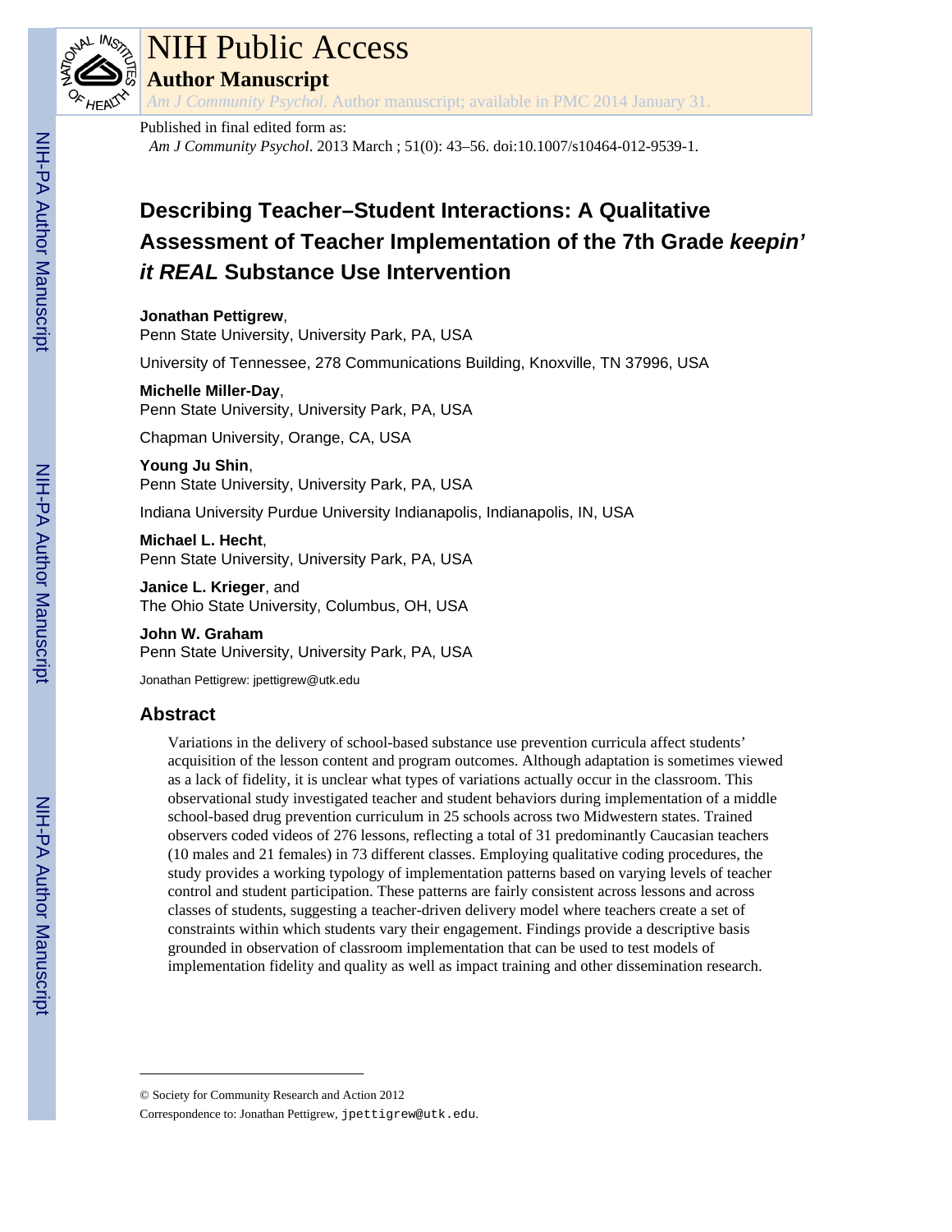# NIH Public Access

## Author Manuscript

*Am J Community Psychol*. Author manuscript; available in PMC 2014 January 31.

Published in final edited form as:

*Am J Community Psychol*. 2013 March ; 51(0): 43–56. doi:10.1007/s10464-012-9539-1.

# Describing Teacher–Student Interactions: A Qualitative Assessment of Teacher Implementation of the 7th Grade *keepin' it REAL* Substance Use Intervention

**Jonathan Pettigrew**,
Penn State University, University Park, PA, USA

University of Tennessee, 278 Communications Building, Knoxville, TN 37996, USA

**Michelle Miller-Day**,
Penn State University, University Park, PA, USA

Chapman University, Orange, CA, USA

**Young Ju Shin**,
Penn State University, University Park, PA, USA

Indiana University Purdue University Indianapolis, Indianapolis, IN, USA

**Michael L. Hecht**,
Penn State University, University Park, PA, USA

**Janice L. Krieger**, and
The Ohio State University, Columbus, OH, USA

**John W. Graham**
Penn State University, University Park, PA, USA

Jonathan Pettigrew: jpettigrew@utk.edu

## Abstract

Variations in the delivery of school-based substance use prevention curricula affect students' acquisition of the lesson content and program outcomes. Although adaptation is sometimes viewed as a lack of fidelity, it is unclear what types of variations actually occur in the classroom. This observational study investigated teacher and student behaviors during implementation of a middle school-based drug prevention curriculum in 25 schools across two Midwestern states. Trained observers coded videos of 276 lessons, reflecting a total of 31 predominantly Caucasian teachers (10 males and 21 females) in 73 different classes. Employing qualitative coding procedures, the study provides a working typology of implementation patterns based on varying levels of teacher control and student participation. These patterns are fairly consistent across lessons and across classes of students, suggesting a teacher-driven delivery model where teachers create a set of constraints within which students vary their engagement. Findings provide a descriptive basis grounded in observation of classroom implementation that can be used to test models of implementation fidelity and quality as well as impact training and other dissemination research.

---

© Society for Community Research and Action 2012

Correspondence to: Jonathan Pettigrew, jpettigrew@utk.edu.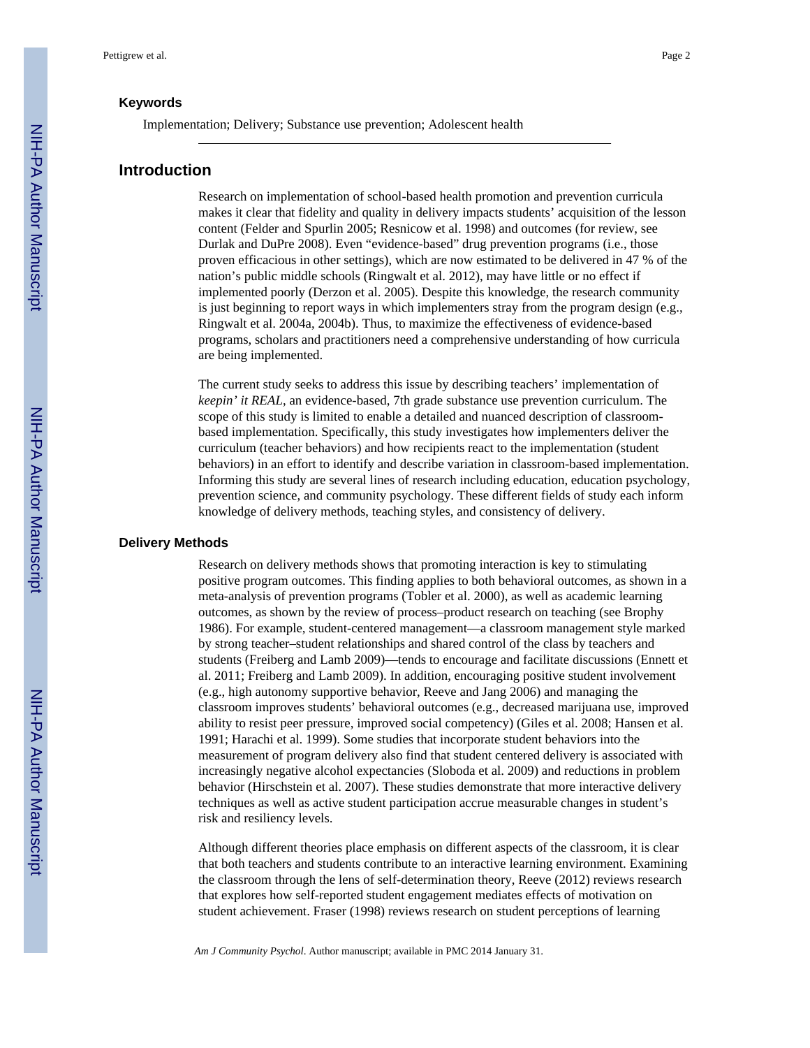## Keywords

Implementation; Delivery; Substance use prevention; Adolescent health

## Introduction

Research on implementation of school-based health promotion and prevention curricula makes it clear that fidelity and quality in delivery impacts students' acquisition of the lesson content (Felder and Spurlin 2005; Resnicow et al. 1998) and outcomes (for review, see Durlak and DuPre 2008). Even "evidence-based" drug prevention programs (i.e., those proven efficacious in other settings), which are now estimated to be delivered in 47 % of the nation's public middle schools (Ringwalt et al. 2012), may have little or no effect if implemented poorly (Derzon et al. 2005). Despite this knowledge, the research community is just beginning to report ways in which implementers stray from the program design (e.g., Ringwalt et al. 2004a, 2004b). Thus, to maximize the effectiveness of evidence-based programs, scholars and practitioners need a comprehensive understanding of how curricula are being implemented.

The current study seeks to address this issue by describing teachers' implementation of *keepin' it REAL*, an evidence-based, 7th grade substance use prevention curriculum. The scope of this study is limited to enable a detailed and nuanced description of classroom-based implementation. Specifically, this study investigates how implementers deliver the curriculum (teacher behaviors) and how recipients react to the implementation (student behaviors) in an effort to identify and describe variation in classroom-based implementation. Informing this study are several lines of research including education, education psychology, prevention science, and community psychology. These different fields of study each inform knowledge of delivery methods, teaching styles, and consistency of delivery.

### Delivery Methods

Research on delivery methods shows that promoting interaction is key to stimulating positive program outcomes. This finding applies to both behavioral outcomes, as shown in a meta-analysis of prevention programs (Tobler et al. 2000), as well as academic learning outcomes, as shown by the review of process–product research on teaching (see Brophy 1986). For example, student-centered management—a classroom management style marked by strong teacher–student relationships and shared control of the class by teachers and students (Freiberg and Lamb 2009)—tends to encourage and facilitate discussions (Ennett et al. 2011; Freiberg and Lamb 2009). In addition, encouraging positive student involvement (e.g., high autonomy supportive behavior, Reeve and Jang 2006) and managing the classroom improves students' behavioral outcomes (e.g., decreased marijuana use, improved ability to resist peer pressure, improved social competency) (Giles et al. 2008; Hansen et al. 1991; Harachi et al. 1999). Some studies that incorporate student behaviors into the measurement of program delivery also find that student centered delivery is associated with increasingly negative alcohol expectancies (Sloboda et al. 2009) and reductions in problem behavior (Hirschstein et al. 2007). These studies demonstrate that more interactive delivery techniques as well as active student participation accrue measurable changes in student's risk and resiliency levels.

Although different theories place emphasis on different aspects of the classroom, it is clear that both teachers and students contribute to an interactive learning environment. Examining the classroom through the lens of self-determination theory, Reeve (2012) reviews research that explores how self-reported student engagement mediates effects of motivation on student achievement. Fraser (1998) reviews research on student perceptions of learning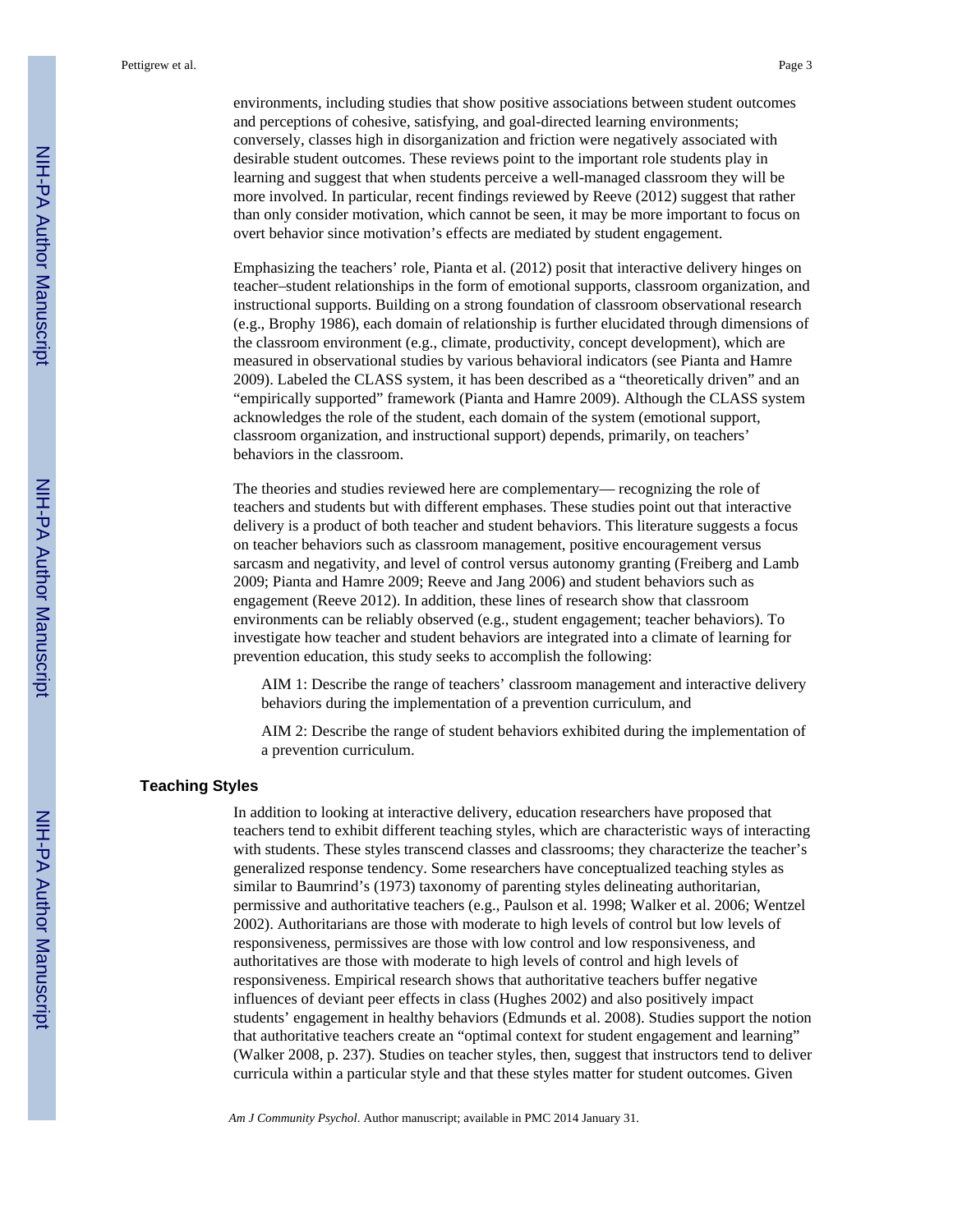environments, including studies that show positive associations between student outcomes and perceptions of cohesive, satisfying, and goal-directed learning environments; conversely, classes high in disorganization and friction were negatively associated with desirable student outcomes. These reviews point to the important role students play in learning and suggest that when students perceive a well-managed classroom they will be more involved. In particular, recent findings reviewed by Reeve (2012) suggest that rather than only consider motivation, which cannot be seen, it may be more important to focus on overt behavior since motivation's effects are mediated by student engagement.

Emphasizing the teachers' role, Pianta et al. (2012) posit that interactive delivery hinges on teacher–student relationships in the form of emotional supports, classroom organization, and instructional supports. Building on a strong foundation of classroom observational research (e.g., Brophy 1986), each domain of relationship is further elucidated through dimensions of the classroom environment (e.g., climate, productivity, concept development), which are measured in observational studies by various behavioral indicators (see Pianta and Hamre 2009). Labeled the CLASS system, it has been described as a "theoretically driven" and an "empirically supported" framework (Pianta and Hamre 2009). Although the CLASS system acknowledges the role of the student, each domain of the system (emotional support, classroom organization, and instructional support) depends, primarily, on teachers' behaviors in the classroom.

The theories and studies reviewed here are complementary— recognizing the role of teachers and students but with different emphases. These studies point out that interactive delivery is a product of both teacher and student behaviors. This literature suggests a focus on teacher behaviors such as classroom management, positive encouragement versus sarcasm and negativity, and level of control versus autonomy granting (Freiberg and Lamb 2009; Pianta and Hamre 2009; Reeve and Jang 2006) and student behaviors such as engagement (Reeve 2012). In addition, these lines of research show that classroom environments can be reliably observed (e.g., student engagement; teacher behaviors). To investigate how teacher and student behaviors are integrated into a climate of learning for prevention education, this study seeks to accomplish the following:

> AIM 1: Describe the range of teachers' classroom management and interactive delivery behaviors during the implementation of a prevention curriculum, and
>
> AIM 2: Describe the range of student behaviors exhibited during the implementation of a prevention curriculum.

## Teaching Styles

In addition to looking at interactive delivery, education researchers have proposed that teachers tend to exhibit different teaching styles, which are characteristic ways of interacting with students. These styles transcend classes and classrooms; they characterize the teacher's generalized response tendency. Some researchers have conceptualized teaching styles as similar to Baumrind's (1973) taxonomy of parenting styles delineating authoritarian, permissive and authoritative teachers (e.g., Paulson et al. 1998; Walker et al. 2006; Wentzel 2002). Authoritarians are those with moderate to high levels of control but low levels of responsiveness, permissives are those with low control and low responsiveness, and authoritatives are those with moderate to high levels of control and high levels of responsiveness. Empirical research shows that authoritative teachers buffer negative influences of deviant peer effects in class (Hughes 2002) and also positively impact students' engagement in healthy behaviors (Edmunds et al. 2008). Studies support the notion that authoritative teachers create an "optimal context for student engagement and learning" (Walker 2008, p. 237). Studies on teacher styles, then, suggest that instructors tend to deliver curricula within a particular style and that these styles matter for student outcomes. Given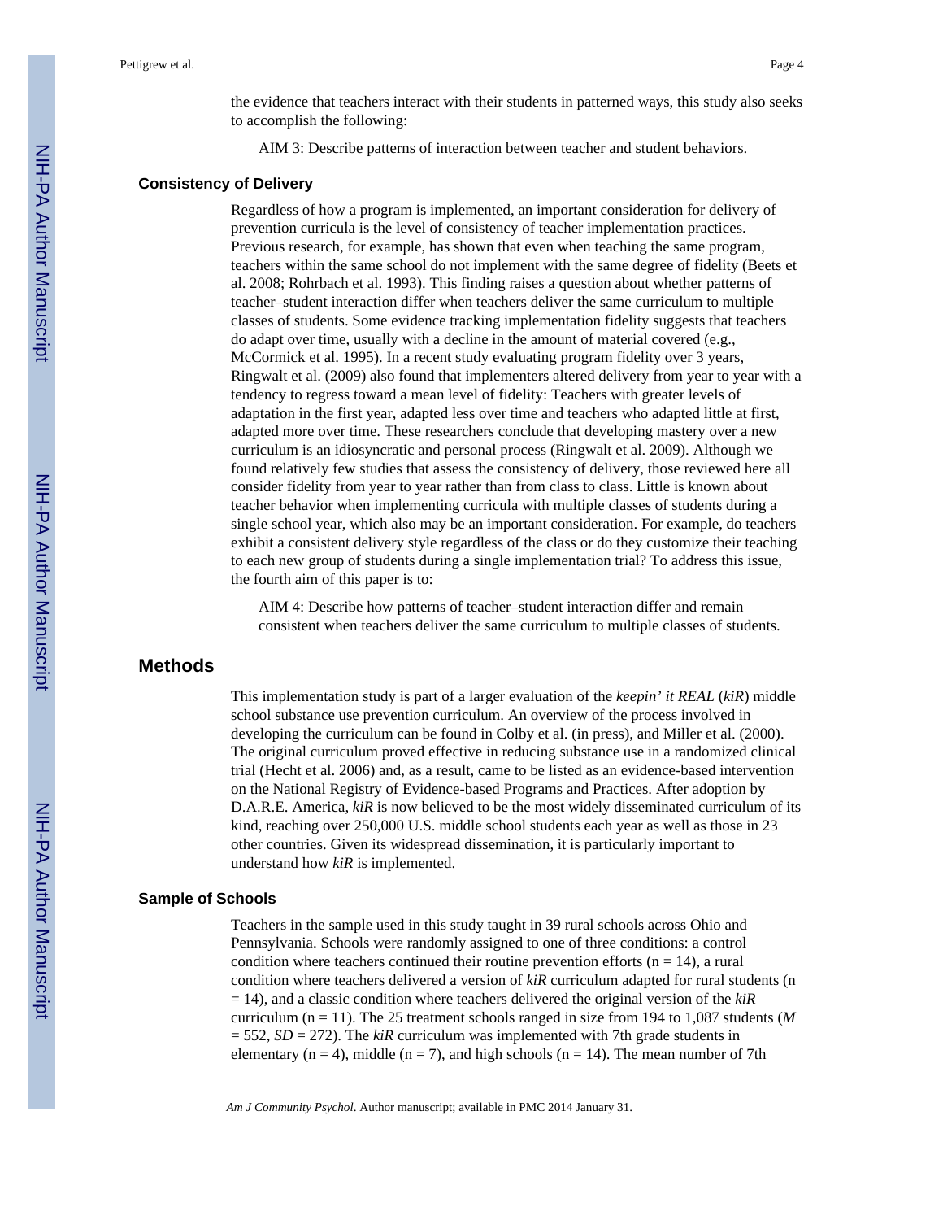the evidence that teachers interact with their students in patterned ways, this study also seeks to accomplish the following:

> AIM 3: Describe patterns of interaction between teacher and student behaviors.

### Consistency of Delivery

Regardless of how a program is implemented, an important consideration for delivery of prevention curricula is the level of consistency of teacher implementation practices. Previous research, for example, has shown that even when teaching the same program, teachers within the same school do not implement with the same degree of fidelity (Beets et al. 2008; Rohrbach et al. 1993). This finding raises a question about whether patterns of teacher–student interaction differ when teachers deliver the same curriculum to multiple classes of students. Some evidence tracking implementation fidelity suggests that teachers do adapt over time, usually with a decline in the amount of material covered (e.g., McCormick et al. 1995). In a recent study evaluating program fidelity over 3 years, Ringwalt et al. (2009) also found that implementers altered delivery from year to year with a tendency to regress toward a mean level of fidelity: Teachers with greater levels of adaptation in the first year, adapted less over time and teachers who adapted little at first, adapted more over time. These researchers conclude that developing mastery over a new curriculum is an idiosyncratic and personal process (Ringwalt et al. 2009). Although we found relatively few studies that assess the consistency of delivery, those reviewed here all consider fidelity from year to year rather than from class to class. Little is known about teacher behavior when implementing curricula with multiple classes of students during a single school year, which also may be an important consideration. For example, do teachers exhibit a consistent delivery style regardless of the class or do they customize their teaching to each new group of students during a single implementation trial? To address this issue, the fourth aim of this paper is to:

> AIM 4: Describe how patterns of teacher–student interaction differ and remain consistent when teachers deliver the same curriculum to multiple classes of students.

## Methods

This implementation study is part of a larger evaluation of the *keepin' it REAL* (*kiR*) middle school substance use prevention curriculum. An overview of the process involved in developing the curriculum can be found in Colby et al. (in press), and Miller et al. (2000). The original curriculum proved effective in reducing substance use in a randomized clinical trial (Hecht et al. 2006) and, as a result, came to be listed as an evidence-based intervention on the National Registry of Evidence-based Programs and Practices. After adoption by D.A.R.E. America, *kiR* is now believed to be the most widely disseminated curriculum of its kind, reaching over 250,000 U.S. middle school students each year as well as those in 23 other countries. Given its widespread dissemination, it is particularly important to understand how *kiR* is implemented.

### Sample of Schools

Teachers in the sample used in this study taught in 39 rural schools across Ohio and Pennsylvania. Schools were randomly assigned to one of three conditions: a control condition where teachers continued their routine prevention efforts (n = 14), a rural condition where teachers delivered a version of *kiR* curriculum adapted for rural students (n = 14), and a classic condition where teachers delivered the original version of the *kiR* curriculum (n = 11). The 25 treatment schools ranged in size from 194 to 1,087 students ($M$ = 552, $SD$ = 272). The *kiR* curriculum was implemented with 7th grade students in elementary (n = 4), middle (n = 7), and high schools (n = 14). The mean number of 7th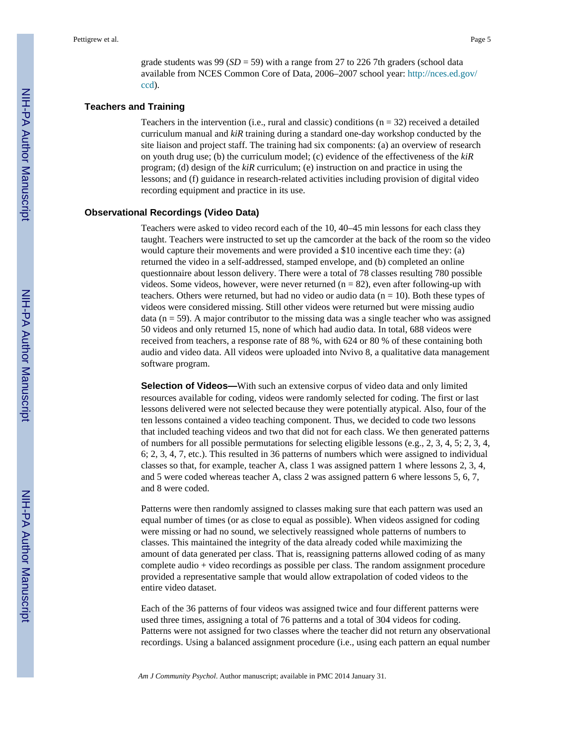grade students was 99 (*SD* = 59) with a range from 27 to 226 7th graders (school data available from NCES Common Core of Data, 2006–2007 school year: http://nces.ed.gov/ccd).

### Teachers and Training

Teachers in the intervention (i.e., rural and classic) conditions (n = 32) received a detailed curriculum manual and *kiR* training during a standard one-day workshop conducted by the site liaison and project staff. The training had six components: (a) an overview of research on youth drug use; (b) the curriculum model; (c) evidence of the effectiveness of the *kiR* program; (d) design of the *kiR* curriculum; (e) instruction on and practice in using the lessons; and (f) guidance in research-related activities including provision of digital video recording equipment and practice in its use.

### Observational Recordings (Video Data)

Teachers were asked to video record each of the 10, 40–45 min lessons for each class they taught. Teachers were instructed to set up the camcorder at the back of the room so the video would capture their movements and were provided a $10 incentive each time they: (a) returned the video in a self-addressed, stamped envelope, and (b) completed an online questionnaire about lesson delivery. There were a total of 78 classes resulting 780 possible videos. Some videos, however, were never returned (n = 82), even after following-up with teachers. Others were returned, but had no video or audio data (n = 10). Both these types of videos were considered missing. Still other videos were returned but were missing audio data (n = 59). A major contributor to the missing data was a single teacher who was assigned 50 videos and only returned 15, none of which had audio data. In total, 688 videos were received from teachers, a response rate of 88 %, with 624 or 80 % of these containing both audio and video data. All videos were uploaded into Nvivo 8, a qualitative data management software program.

**Selection of Videos—**With such an extensive corpus of video data and only limited resources available for coding, videos were randomly selected for coding. The first or last lessons delivered were not selected because they were potentially atypical. Also, four of the ten lessons contained a video teaching component. Thus, we decided to code two lessons that included teaching videos and two that did not for each class. We then generated patterns of numbers for all possible permutations for selecting eligible lessons (e.g., 2, 3, 4, 5; 2, 3, 4, 6; 2, 3, 4, 7, etc.). This resulted in 36 patterns of numbers which were assigned to individual classes so that, for example, teacher A, class 1 was assigned pattern 1 where lessons 2, 3, 4, and 5 were coded whereas teacher A, class 2 was assigned pattern 6 where lessons 5, 6, 7, and 8 were coded.

Patterns were then randomly assigned to classes making sure that each pattern was used an equal number of times (or as close to equal as possible). When videos assigned for coding were missing or had no sound, we selectively reassigned whole patterns of numbers to classes. This maintained the integrity of the data already coded while maximizing the amount of data generated per class. That is, reassigning patterns allowed coding of as many complete audio + video recordings as possible per class. The random assignment procedure provided a representative sample that would allow extrapolation of coded videos to the entire video dataset.

Each of the 36 patterns of four videos was assigned twice and four different patterns were used three times, assigning a total of 76 patterns and a total of 304 videos for coding. Patterns were not assigned for two classes where the teacher did not return any observational recordings. Using a balanced assignment procedure (i.e., using each pattern an equal number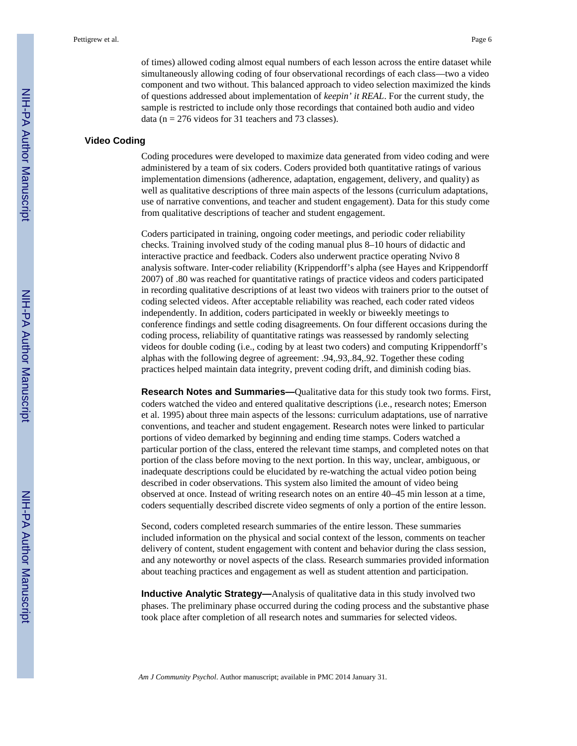of times) allowed coding almost equal numbers of each lesson across the entire dataset while simultaneously allowing coding of four observational recordings of each class—two a video component and two without. This balanced approach to video selection maximized the kinds of questions addressed about implementation of *keepin' it REAL*. For the current study, the sample is restricted to include only those recordings that contained both audio and video data (n = 276 videos for 31 teachers and 73 classes).

### Video Coding

Coding procedures were developed to maximize data generated from video coding and were administered by a team of six coders. Coders provided both quantitative ratings of various implementation dimensions (adherence, adaptation, engagement, delivery, and quality) as well as qualitative descriptions of three main aspects of the lessons (curriculum adaptations, use of narrative conventions, and teacher and student engagement). Data for this study come from qualitative descriptions of teacher and student engagement.

Coders participated in training, ongoing coder meetings, and periodic coder reliability checks. Training involved study of the coding manual plus 8–10 hours of didactic and interactive practice and feedback. Coders also underwent practice operating Nvivo 8 analysis software. Inter-coder reliability (Krippendorff's alpha (see Hayes and Krippendorff 2007) of .80 was reached for quantitative ratings of practice videos and coders participated in recording qualitative descriptions of at least two videos with trainers prior to the outset of coding selected videos. After acceptable reliability was reached, each coder rated videos independently. In addition, coders participated in weekly or biweekly meetings to conference findings and settle coding disagreements. On four different occasions during the coding process, reliability of quantitative ratings was reassessed by randomly selecting videos for double coding (i.e., coding by at least two coders) and computing Krippendorff's alphas with the following degree of agreement: .94,.93,.84,.92. Together these coding practices helped maintain data integrity, prevent coding drift, and diminish coding bias.

**Research Notes and Summaries—**Qualitative data for this study took two forms. First, coders watched the video and entered qualitative descriptions (i.e., research notes; Emerson et al. 1995) about three main aspects of the lessons: curriculum adaptations, use of narrative conventions, and teacher and student engagement. Research notes were linked to particular portions of video demarked by beginning and ending time stamps. Coders watched a particular portion of the class, entered the relevant time stamps, and completed notes on that portion of the class before moving to the next portion. In this way, unclear, ambiguous, or inadequate descriptions could be elucidated by re-watching the actual video potion being described in coder observations. This system also limited the amount of video being observed at once. Instead of writing research notes on an entire 40–45 min lesson at a time, coders sequentially described discrete video segments of only a portion of the entire lesson.

Second, coders completed research summaries of the entire lesson. These summaries included information on the physical and social context of the lesson, comments on teacher delivery of content, student engagement with content and behavior during the class session, and any noteworthy or novel aspects of the class. Research summaries provided information about teaching practices and engagement as well as student attention and participation.

**Inductive Analytic Strategy—**Analysis of qualitative data in this study involved two phases. The preliminary phase occurred during the coding process and the substantive phase took place after completion of all research notes and summaries for selected videos.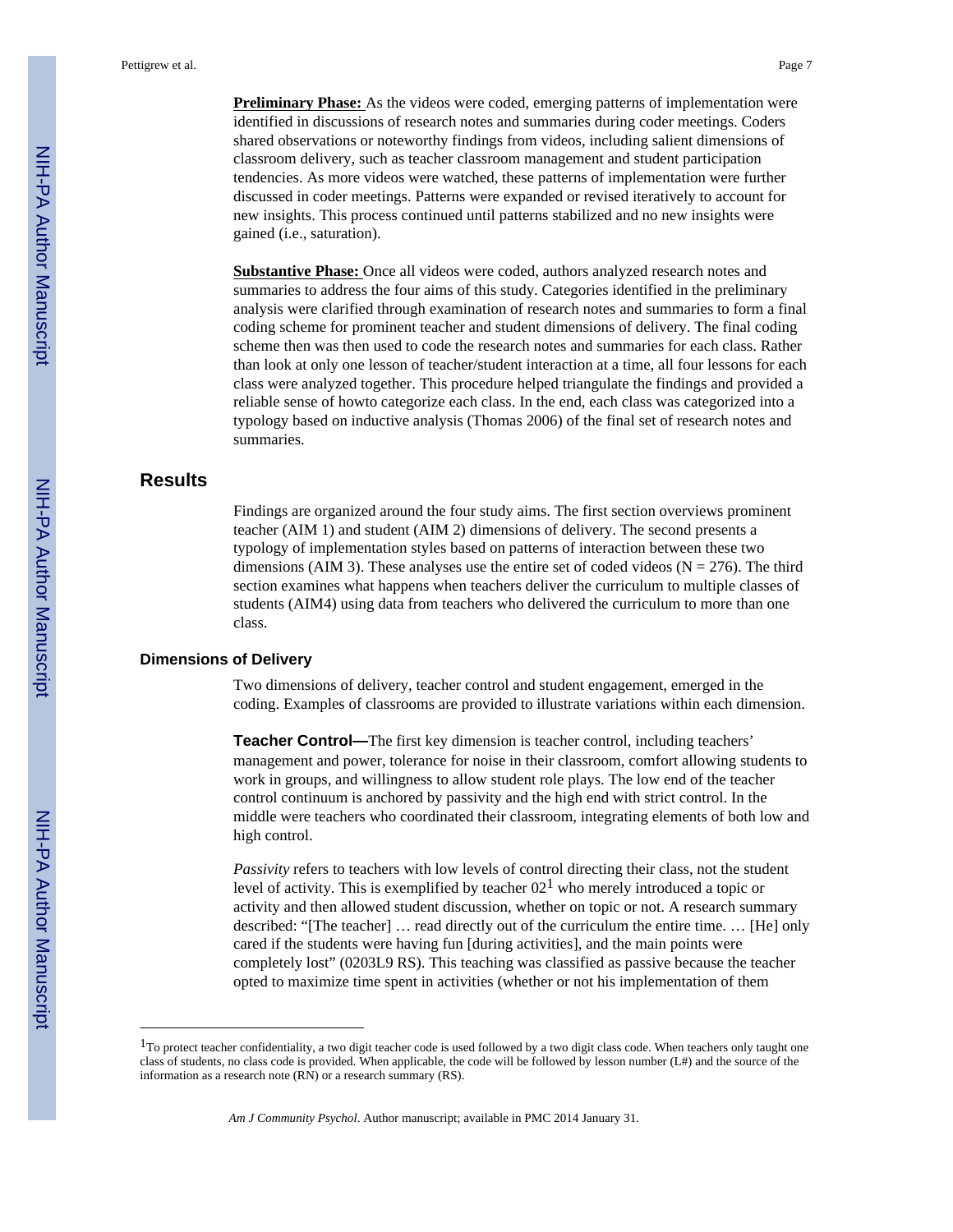**Preliminary Phase:** As the videos were coded, emerging patterns of implementation were identified in discussions of research notes and summaries during coder meetings. Coders shared observations or noteworthy findings from videos, including salient dimensions of classroom delivery, such as teacher classroom management and student participation tendencies. As more videos were watched, these patterns of implementation were further discussed in coder meetings. Patterns were expanded or revised iteratively to account for new insights. This process continued until patterns stabilized and no new insights were gained (i.e., saturation).

**Substantive Phase:** Once all videos were coded, authors analyzed research notes and summaries to address the four aims of this study. Categories identified in the preliminary analysis were clarified through examination of research notes and summaries to form a final coding scheme for prominent teacher and student dimensions of delivery. The final coding scheme then was then used to code the research notes and summaries for each class. Rather than look at only one lesson of teacher/student interaction at a time, all four lessons for each class were analyzed together. This procedure helped triangulate the findings and provided a reliable sense of howto categorize each class. In the end, each class was categorized into a typology based on inductive analysis (Thomas 2006) of the final set of research notes and summaries.

## Results

Findings are organized around the four study aims. The first section overviews prominent teacher (AIM 1) and student (AIM 2) dimensions of delivery. The second presents a typology of implementation styles based on patterns of interaction between these two dimensions (AIM 3). These analyses use the entire set of coded videos (N = 276). The third section examines what happens when teachers deliver the curriculum to multiple classes of students (AIM4) using data from teachers who delivered the curriculum to more than one class.

### Dimensions of Delivery

Two dimensions of delivery, teacher control and student engagement, emerged in the coding. Examples of classrooms are provided to illustrate variations within each dimension.

**Teacher Control—**The first key dimension is teacher control, including teachers' management and power, tolerance for noise in their classroom, comfort allowing students to work in groups, and willingness to allow student role plays. The low end of the teacher control continuum is anchored by passivity and the high end with strict control. In the middle were teachers who coordinated their classroom, integrating elements of both low and high control.

*Passivity* refers to teachers with low levels of control directing their class, not the student level of activity. This is exemplified by teacher 02[1] who merely introduced a topic or activity and then allowed student discussion, whether on topic or not. A research summary described: "[The teacher] … read directly out of the curriculum the entire time. … [He] only cared if the students were having fun [during activities], and the main points were completely lost" (0203L9 RS). This teaching was classified as passive because the teacher opted to maximize time spent in activities (whether or not his implementation of them

---

[1]To protect teacher confidentiality, a two digit teacher code is used followed by a two digit class code. When teachers only taught one class of students, no class code is provided. When applicable, the code will be followed by lesson number (L#) and the source of the information as a research note (RN) or a research summary (RS).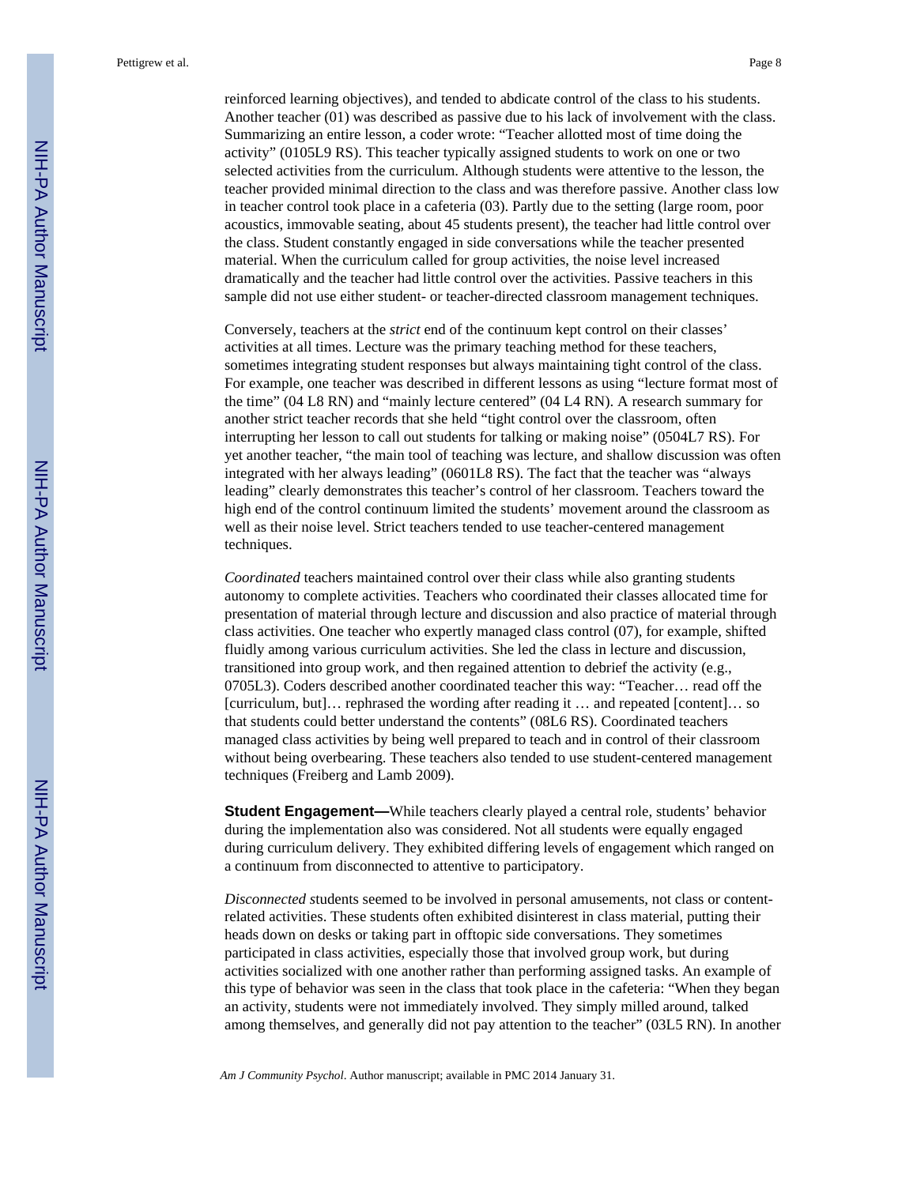reinforced learning objectives), and tended to abdicate control of the class to his students. Another teacher (01) was described as passive due to his lack of involvement with the class. Summarizing an entire lesson, a coder wrote: “Teacher allotted most of time doing the activity” (0105L9 RS). This teacher typically assigned students to work on one or two selected activities from the curriculum. Although students were attentive to the lesson, the teacher provided minimal direction to the class and was therefore passive. Another class low in teacher control took place in a cafeteria (03). Partly due to the setting (large room, poor acoustics, immovable seating, about 45 students present), the teacher had little control over the class. Student constantly engaged in side conversations while the teacher presented material. When the curriculum called for group activities, the noise level increased dramatically and the teacher had little control over the activities. Passive teachers in this sample did not use either student- or teacher-directed classroom management techniques.

Conversely, teachers at the *strict* end of the continuum kept control on their classes’ activities at all times. Lecture was the primary teaching method for these teachers, sometimes integrating student responses but always maintaining tight control of the class. For example, one teacher was described in different lessons as using “lecture format most of the time” (04 L8 RN) and “mainly lecture centered” (04 L4 RN). A research summary for another strict teacher records that she held “tight control over the classroom, often interrupting her lesson to call out students for talking or making noise” (0504L7 RS). For yet another teacher, “the main tool of teaching was lecture, and shallow discussion was often integrated with her always leading” (0601L8 RS). The fact that the teacher was “always leading” clearly demonstrates this teacher’s control of her classroom. Teachers toward the high end of the control continuum limited the students’ movement around the classroom as well as their noise level. Strict teachers tended to use teacher-centered management techniques.

*Coordinated* teachers maintained control over their class while also granting students autonomy to complete activities. Teachers who coordinated their classes allocated time for presentation of material through lecture and discussion and also practice of material through class activities. One teacher who expertly managed class control (07), for example, shifted fluidly among various curriculum activities. She led the class in lecture and discussion, transitioned into group work, and then regained attention to debrief the activity (e.g., 0705L3). Coders described another coordinated teacher this way: “Teacher… read off the [curriculum, but]… rephrased the wording after reading it … and repeated [content]… so that students could better understand the contents” (08L6 RS). Coordinated teachers managed class activities by being well prepared to teach and in control of their classroom without being overbearing. These teachers also tended to use student-centered management techniques (Freiberg and Lamb 2009).

**Student Engagement—**While teachers clearly played a central role, students’ behavior during the implementation also was considered. Not all students were equally engaged during curriculum delivery. They exhibited differing levels of engagement which ranged on a continuum from disconnected to attentive to participatory.

*Disconnected s*tudents seemed to be involved in personal amusements, not class or content-related activities. These students often exhibited disinterest in class material, putting their heads down on desks or taking part in offtopic side conversations. They sometimes participated in class activities, especially those that involved group work, but during activities socialized with one another rather than performing assigned tasks. An example of this type of behavior was seen in the class that took place in the cafeteria: “When they began an activity, students were not immediately involved. They simply milled around, talked among themselves, and generally did not pay attention to the teacher” (03L5 RN). In another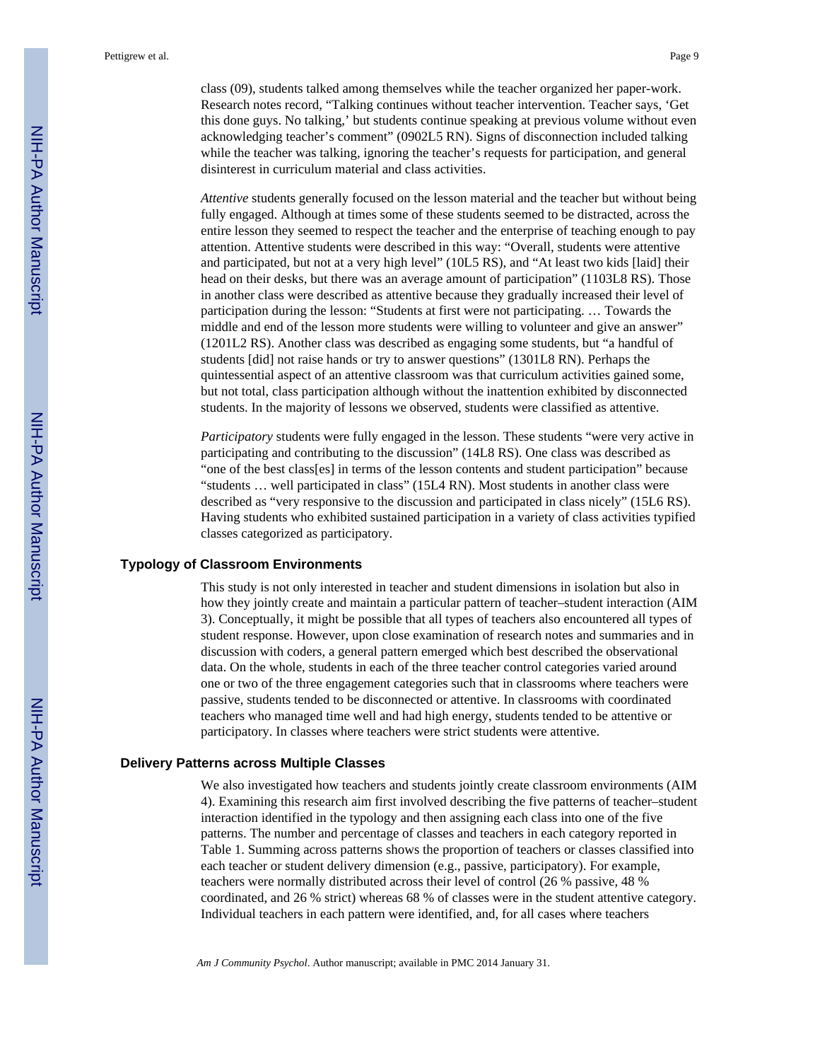class (09), students talked among themselves while the teacher organized her paper-work. Research notes record, "Talking continues without teacher intervention. Teacher says, 'Get this done guys. No talking,' but students continue speaking at previous volume without even acknowledging teacher's comment" (0902L5 RN). Signs of disconnection included talking while the teacher was talking, ignoring the teacher's requests for participation, and general disinterest in curriculum material and class activities.

*Attentive* students generally focused on the lesson material and the teacher but without being fully engaged. Although at times some of these students seemed to be distracted, across the entire lesson they seemed to respect the teacher and the enterprise of teaching enough to pay attention. Attentive students were described in this way: "Overall, students were attentive and participated, but not at a very high level" (10L5 RS), and "At least two kids [laid] their head on their desks, but there was an average amount of participation" (1103L8 RS). Those in another class were described as attentive because they gradually increased their level of participation during the lesson: "Students at first were not participating. … Towards the middle and end of the lesson more students were willing to volunteer and give an answer" (1201L2 RS). Another class was described as engaging some students, but "a handful of students [did] not raise hands or try to answer questions" (1301L8 RN). Perhaps the quintessential aspect of an attentive classroom was that curriculum activities gained some, but not total, class participation although without the inattention exhibited by disconnected students. In the majority of lessons we observed, students were classified as attentive.

*Participatory* students were fully engaged in the lesson. These students "were very active in participating and contributing to the discussion" (14L8 RS). One class was described as "one of the best class[es] in terms of the lesson contents and student participation" because "students … well participated in class" (15L4 RN). Most students in another class were described as "very responsive to the discussion and participated in class nicely" (15L6 RS). Having students who exhibited sustained participation in a variety of class activities typified classes categorized as participatory.

## Typology of Classroom Environments

This study is not only interested in teacher and student dimensions in isolation but also in how they jointly create and maintain a particular pattern of teacher–student interaction (AIM 3). Conceptually, it might be possible that all types of teachers also encountered all types of student response. However, upon close examination of research notes and summaries and in discussion with coders, a general pattern emerged which best described the observational data. On the whole, students in each of the three teacher control categories varied around one or two of the three engagement categories such that in classrooms where teachers were passive, students tended to be disconnected or attentive. In classrooms with coordinated teachers who managed time well and had high energy, students tended to be attentive or participatory. In classes where teachers were strict students were attentive.

## Delivery Patterns across Multiple Classes

We also investigated how teachers and students jointly create classroom environments (AIM 4). Examining this research aim first involved describing the five patterns of teacher–student interaction identified in the typology and then assigning each class into one of the five patterns. The number and percentage of classes and teachers in each category reported in Table 1. Summing across patterns shows the proportion of teachers or classes classified into each teacher or student delivery dimension (e.g., passive, participatory). For example, teachers were normally distributed across their level of control (26 % passive, 48 % coordinated, and 26 % strict) whereas 68 % of classes were in the student attentive category. Individual teachers in each pattern were identified, and, for all cases where teachers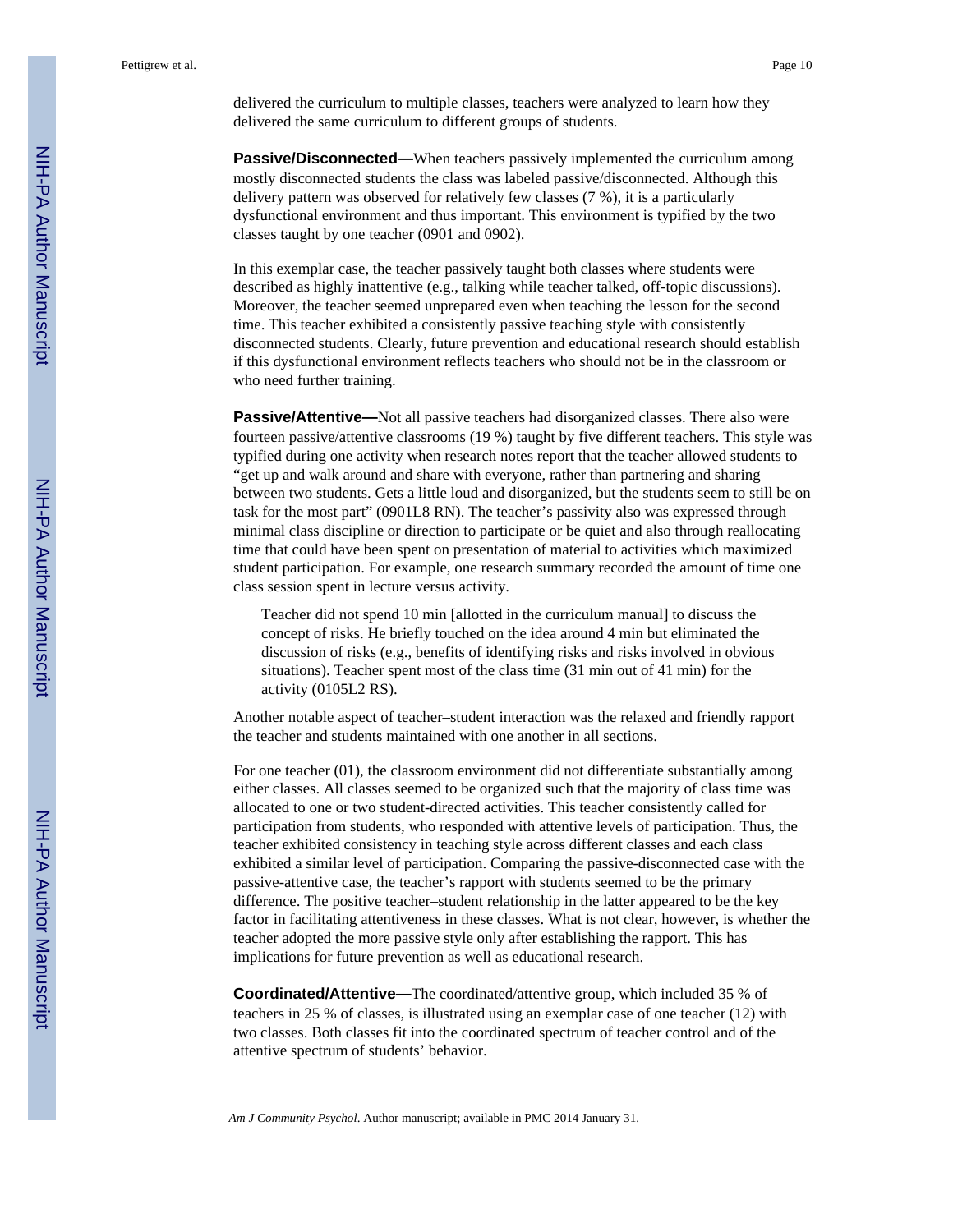delivered the curriculum to multiple classes, teachers were analyzed to learn how they delivered the same curriculum to different groups of students.

**Passive/Disconnected—**When teachers passively implemented the curriculum among mostly disconnected students the class was labeled passive/disconnected. Although this delivery pattern was observed for relatively few classes (7 %), it is a particularly dysfunctional environment and thus important. This environment is typified by the two classes taught by one teacher (0901 and 0902).

In this exemplar case, the teacher passively taught both classes where students were described as highly inattentive (e.g., talking while teacher talked, off-topic discussions). Moreover, the teacher seemed unprepared even when teaching the lesson for the second time. This teacher exhibited a consistently passive teaching style with consistently disconnected students. Clearly, future prevention and educational research should establish if this dysfunctional environment reflects teachers who should not be in the classroom or who need further training.

**Passive/Attentive—**Not all passive teachers had disorganized classes. There also were fourteen passive/attentive classrooms (19 %) taught by five different teachers. This style was typified during one activity when research notes report that the teacher allowed students to "get up and walk around and share with everyone, rather than partnering and sharing between two students. Gets a little loud and disorganized, but the students seem to still be on task for the most part" (0901L8 RN). The teacher's passivity also was expressed through minimal class discipline or direction to participate or be quiet and also through reallocating time that could have been spent on presentation of material to activities which maximized student participation. For example, one research summary recorded the amount of time one class session spent in lecture versus activity.

> Teacher did not spend 10 min [allotted in the curriculum manual] to discuss the concept of risks. He briefly touched on the idea around 4 min but eliminated the discussion of risks (e.g., benefits of identifying risks and risks involved in obvious situations). Teacher spent most of the class time (31 min out of 41 min) for the activity (0105L2 RS).

Another notable aspect of teacher–student interaction was the relaxed and friendly rapport the teacher and students maintained with one another in all sections.

For one teacher (01), the classroom environment did not differentiate substantially among either classes. All classes seemed to be organized such that the majority of class time was allocated to one or two student-directed activities. This teacher consistently called for participation from students, who responded with attentive levels of participation. Thus, the teacher exhibited consistency in teaching style across different classes and each class exhibited a similar level of participation. Comparing the passive-disconnected case with the passive-attentive case, the teacher's rapport with students seemed to be the primary difference. The positive teacher–student relationship in the latter appeared to be the key factor in facilitating attentiveness in these classes. What is not clear, however, is whether the teacher adopted the more passive style only after establishing the rapport. This has implications for future prevention as well as educational research.

**Coordinated/Attentive—**The coordinated/attentive group, which included 35 % of teachers in 25 % of classes, is illustrated using an exemplar case of one teacher (12) with two classes. Both classes fit into the coordinated spectrum of teacher control and of the attentive spectrum of students' behavior.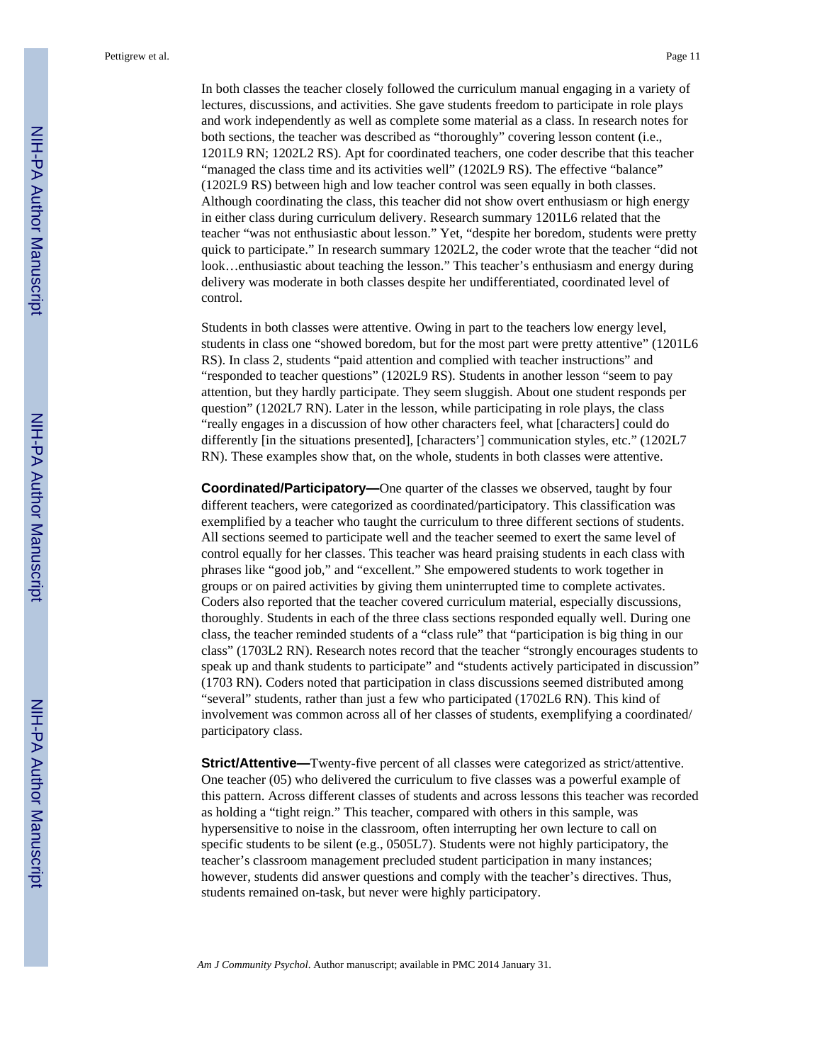In both classes the teacher closely followed the curriculum manual engaging in a variety of lectures, discussions, and activities. She gave students freedom to participate in role plays and work independently as well as complete some material as a class. In research notes for both sections, the teacher was described as "thoroughly" covering lesson content (i.e., 1201L9 RN; 1202L2 RS). Apt for coordinated teachers, one coder describe that this teacher "managed the class time and its activities well" (1202L9 RS). The effective "balance" (1202L9 RS) between high and low teacher control was seen equally in both classes. Although coordinating the class, this teacher did not show overt enthusiasm or high energy in either class during curriculum delivery. Research summary 1201L6 related that the teacher "was not enthusiastic about lesson." Yet, "despite her boredom, students were pretty quick to participate." In research summary 1202L2, the coder wrote that the teacher "did not look…enthusiastic about teaching the lesson." This teacher's enthusiasm and energy during delivery was moderate in both classes despite her undifferentiated, coordinated level of control.

Students in both classes were attentive. Owing in part to the teachers low energy level, students in class one "showed boredom, but for the most part were pretty attentive" (1201L6 RS). In class 2, students "paid attention and complied with teacher instructions" and "responded to teacher questions" (1202L9 RS). Students in another lesson "seem to pay attention, but they hardly participate. They seem sluggish. About one student responds per question" (1202L7 RN). Later in the lesson, while participating in role plays, the class "really engages in a discussion of how other characters feel, what [characters] could do differently [in the situations presented], [characters'] communication styles, etc." (1202L7 RN). These examples show that, on the whole, students in both classes were attentive.

**Coordinated/Participatory—**One quarter of the classes we observed, taught by four different teachers, were categorized as coordinated/participatory. This classification was exemplified by a teacher who taught the curriculum to three different sections of students. All sections seemed to participate well and the teacher seemed to exert the same level of control equally for her classes. This teacher was heard praising students in each class with phrases like "good job," and "excellent." She empowered students to work together in groups or on paired activities by giving them uninterrupted time to complete activates. Coders also reported that the teacher covered curriculum material, especially discussions, thoroughly. Students in each of the three class sections responded equally well. During one class, the teacher reminded students of a "class rule" that "participation is big thing in our class" (1703L2 RN). Research notes record that the teacher "strongly encourages students to speak up and thank students to participate" and "students actively participated in discussion" (1703 RN). Coders noted that participation in class discussions seemed distributed among "several" students, rather than just a few who participated (1702L6 RN). This kind of involvement was common across all of her classes of students, exemplifying a coordinated/participatory class.

**Strict/Attentive—**Twenty-five percent of all classes were categorized as strict/attentive. One teacher (05) who delivered the curriculum to five classes was a powerful example of this pattern. Across different classes of students and across lessons this teacher was recorded as holding a "tight reign." This teacher, compared with others in this sample, was hypersensitive to noise in the classroom, often interrupting her own lecture to call on specific students to be silent (e.g., 0505L7). Students were not highly participatory, the teacher's classroom management precluded student participation in many instances; however, students did answer questions and comply with the teacher's directives. Thus, students remained on-task, but never were highly participatory.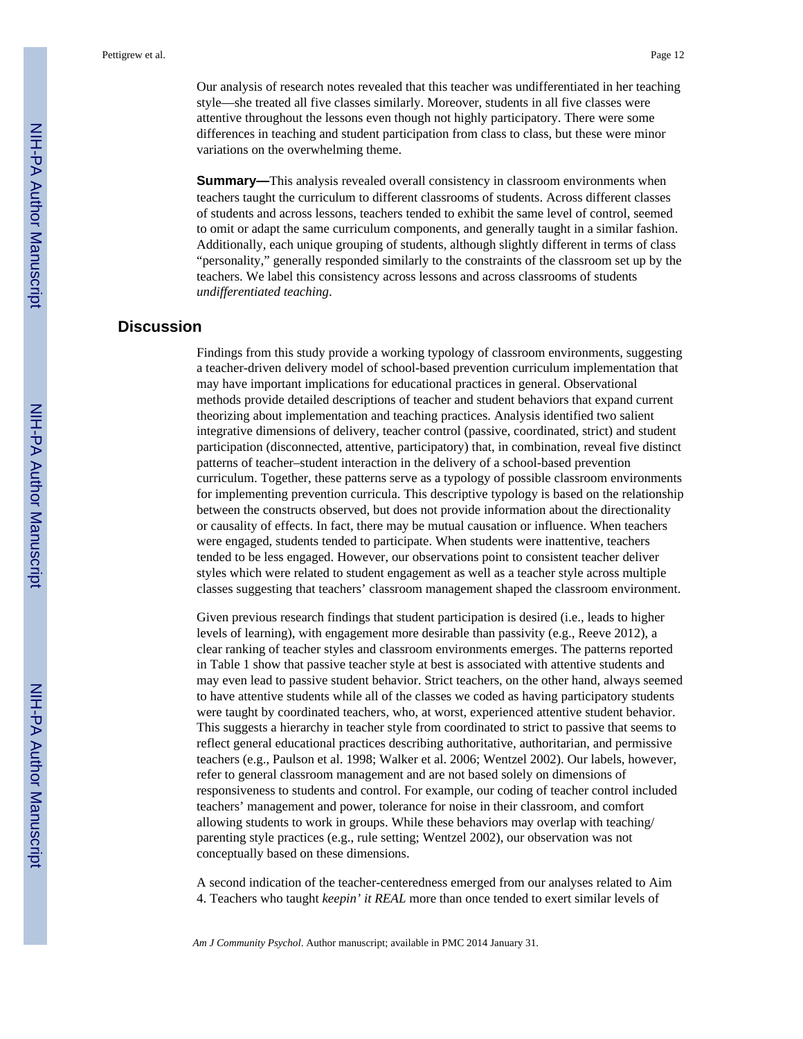Our analysis of research notes revealed that this teacher was undifferentiated in her teaching style—she treated all five classes similarly. Moreover, students in all five classes were attentive throughout the lessons even though not highly participatory. There were some differences in teaching and student participation from class to class, but these were minor variations on the overwhelming theme.

**Summary—**This analysis revealed overall consistency in classroom environments when teachers taught the curriculum to different classrooms of students. Across different classes of students and across lessons, teachers tended to exhibit the same level of control, seemed to omit or adapt the same curriculum components, and generally taught in a similar fashion. Additionally, each unique grouping of students, although slightly different in terms of class "personality," generally responded similarly to the constraints of the classroom set up by the teachers. We label this consistency across lessons and across classrooms of students *undifferentiated teaching*.

## Discussion

Findings from this study provide a working typology of classroom environments, suggesting a teacher-driven delivery model of school-based prevention curriculum implementation that may have important implications for educational practices in general. Observational methods provide detailed descriptions of teacher and student behaviors that expand current theorizing about implementation and teaching practices. Analysis identified two salient integrative dimensions of delivery, teacher control (passive, coordinated, strict) and student participation (disconnected, attentive, participatory) that, in combination, reveal five distinct patterns of teacher–student interaction in the delivery of a school-based prevention curriculum. Together, these patterns serve as a typology of possible classroom environments for implementing prevention curricula. This descriptive typology is based on the relationship between the constructs observed, but does not provide information about the directionality or causality of effects. In fact, there may be mutual causation or influence. When teachers were engaged, students tended to participate. When students were inattentive, teachers tended to be less engaged. However, our observations point to consistent teacher deliver styles which were related to student engagement as well as a teacher style across multiple classes suggesting that teachers' classroom management shaped the classroom environment.

Given previous research findings that student participation is desired (i.e., leads to higher levels of learning), with engagement more desirable than passivity (e.g., Reeve 2012), a clear ranking of teacher styles and classroom environments emerges. The patterns reported in Table 1 show that passive teacher style at best is associated with attentive students and may even lead to passive student behavior. Strict teachers, on the other hand, always seemed to have attentive students while all of the classes we coded as having participatory students were taught by coordinated teachers, who, at worst, experienced attentive student behavior. This suggests a hierarchy in teacher style from coordinated to strict to passive that seems to reflect general educational practices describing authoritative, authoritarian, and permissive teachers (e.g., Paulson et al. 1998; Walker et al. 2006; Wentzel 2002). Our labels, however, refer to general classroom management and are not based solely on dimensions of responsiveness to students and control. For example, our coding of teacher control included teachers' management and power, tolerance for noise in their classroom, and comfort allowing students to work in groups. While these behaviors may overlap with teaching/parenting style practices (e.g., rule setting; Wentzel 2002), our observation was not conceptually based on these dimensions.

A second indication of the teacher-centeredness emerged from our analyses related to Aim 4. Teachers who taught *keepin' it REAL* more than once tended to exert similar levels of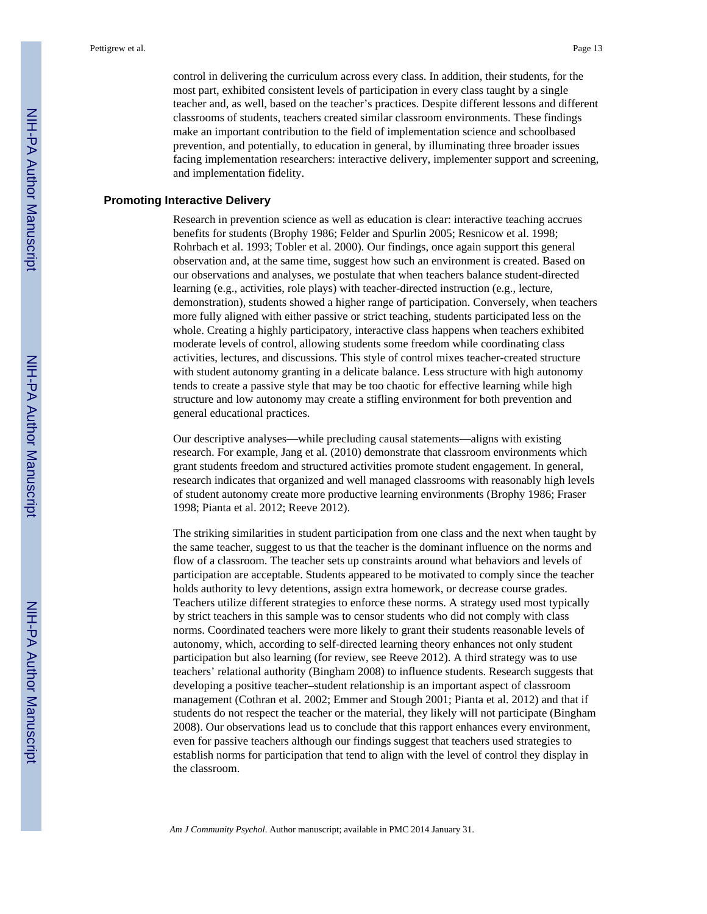control in delivering the curriculum across every class. In addition, their students, for the most part, exhibited consistent levels of participation in every class taught by a single teacher and, as well, based on the teacher's practices. Despite different lessons and different classrooms of students, teachers created similar classroom environments. These findings make an important contribution to the field of implementation science and schoolbased prevention, and potentially, to education in general, by illuminating three broader issues facing implementation researchers: interactive delivery, implementer support and screening, and implementation fidelity.

## Promoting Interactive Delivery

Research in prevention science as well as education is clear: interactive teaching accrues benefits for students (Brophy 1986; Felder and Spurlin 2005; Resnicow et al. 1998; Rohrbach et al. 1993; Tobler et al. 2000). Our findings, once again support this general observation and, at the same time, suggest how such an environment is created. Based on our observations and analyses, we postulate that when teachers balance student-directed learning (e.g., activities, role plays) with teacher-directed instruction (e.g., lecture, demonstration), students showed a higher range of participation. Conversely, when teachers more fully aligned with either passive or strict teaching, students participated less on the whole. Creating a highly participatory, interactive class happens when teachers exhibited moderate levels of control, allowing students some freedom while coordinating class activities, lectures, and discussions. This style of control mixes teacher-created structure with student autonomy granting in a delicate balance. Less structure with high autonomy tends to create a passive style that may be too chaotic for effective learning while high structure and low autonomy may create a stifling environment for both prevention and general educational practices.

Our descriptive analyses—while precluding causal statements—aligns with existing research. For example, Jang et al. (2010) demonstrate that classroom environments which grant students freedom and structured activities promote student engagement. In general, research indicates that organized and well managed classrooms with reasonably high levels of student autonomy create more productive learning environments (Brophy 1986; Fraser 1998; Pianta et al. 2012; Reeve 2012).

The striking similarities in student participation from one class and the next when taught by the same teacher, suggest to us that the teacher is the dominant influence on the norms and flow of a classroom. The teacher sets up constraints around what behaviors and levels of participation are acceptable. Students appeared to be motivated to comply since the teacher holds authority to levy detentions, assign extra homework, or decrease course grades. Teachers utilize different strategies to enforce these norms. A strategy used most typically by strict teachers in this sample was to censor students who did not comply with class norms. Coordinated teachers were more likely to grant their students reasonable levels of autonomy, which, according to self-directed learning theory enhances not only student participation but also learning (for review, see Reeve 2012). A third strategy was to use teachers' relational authority (Bingham 2008) to influence students. Research suggests that developing a positive teacher–student relationship is an important aspect of classroom management (Cothran et al. 2002; Emmer and Stough 2001; Pianta et al. 2012) and that if students do not respect the teacher or the material, they likely will not participate (Bingham 2008). Our observations lead us to conclude that this rapport enhances every environment, even for passive teachers although our findings suggest that teachers used strategies to establish norms for participation that tend to align with the level of control they display in the classroom.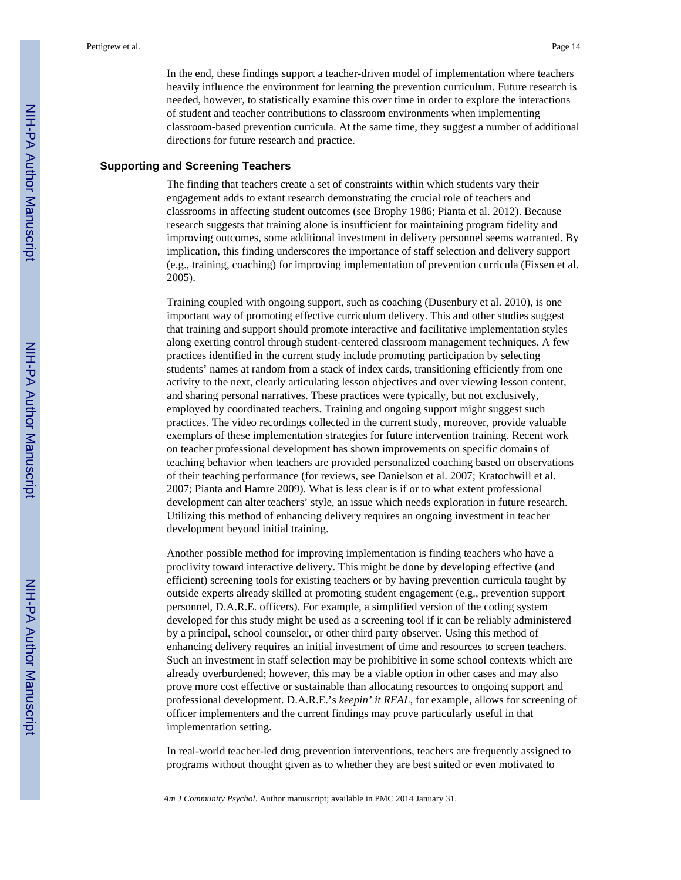In the end, these findings support a teacher-driven model of implementation where teachers heavily influence the environment for learning the prevention curriculum. Future research is needed, however, to statistically examine this over time in order to explore the interactions of student and teacher contributions to classroom environments when implementing classroom-based prevention curricula. At the same time, they suggest a number of additional directions for future research and practice.

### Supporting and Screening Teachers

The finding that teachers create a set of constraints within which students vary their engagement adds to extant research demonstrating the crucial role of teachers and classrooms in affecting student outcomes (see Brophy 1986; Pianta et al. 2012). Because research suggests that training alone is insufficient for maintaining program fidelity and improving outcomes, some additional investment in delivery personnel seems warranted. By implication, this finding underscores the importance of staff selection and delivery support (e.g., training, coaching) for improving implementation of prevention curricula (Fixsen et al. 2005).

Training coupled with ongoing support, such as coaching (Dusenbury et al. 2010), is one important way of promoting effective curriculum delivery. This and other studies suggest that training and support should promote interactive and facilitative implementation styles along exerting control through student-centered classroom management techniques. A few practices identified in the current study include promoting participation by selecting students' names at random from a stack of index cards, transitioning efficiently from one activity to the next, clearly articulating lesson objectives and over viewing lesson content, and sharing personal narratives. These practices were typically, but not exclusively, employed by coordinated teachers. Training and ongoing support might suggest such practices. The video recordings collected in the current study, moreover, provide valuable exemplars of these implementation strategies for future intervention training. Recent work on teacher professional development has shown improvements on specific domains of teaching behavior when teachers are provided personalized coaching based on observations of their teaching performance (for reviews, see Danielson et al. 2007; Kratochwill et al. 2007; Pianta and Hamre 2009). What is less clear is if or to what extent professional development can alter teachers' style, an issue which needs exploration in future research. Utilizing this method of enhancing delivery requires an ongoing investment in teacher development beyond initial training.

Another possible method for improving implementation is finding teachers who have a proclivity toward interactive delivery. This might be done by developing effective (and efficient) screening tools for existing teachers or by having prevention curricula taught by outside experts already skilled at promoting student engagement (e.g., prevention support personnel, D.A.R.E. officers). For example, a simplified version of the coding system developed for this study might be used as a screening tool if it can be reliably administered by a principal, school counselor, or other third party observer. Using this method of enhancing delivery requires an initial investment of time and resources to screen teachers. Such an investment in staff selection may be prohibitive in some school contexts which are already overburdened; however, this may be a viable option in other cases and may also prove more cost effective or sustainable than allocating resources to ongoing support and professional development. D.A.R.E.'s *keepin' it REAL*, for example, allows for screening of officer implementers and the current findings may prove particularly useful in that implementation setting.

In real-world teacher-led drug prevention interventions, teachers are frequently assigned to programs without thought given as to whether they are best suited or even motivated to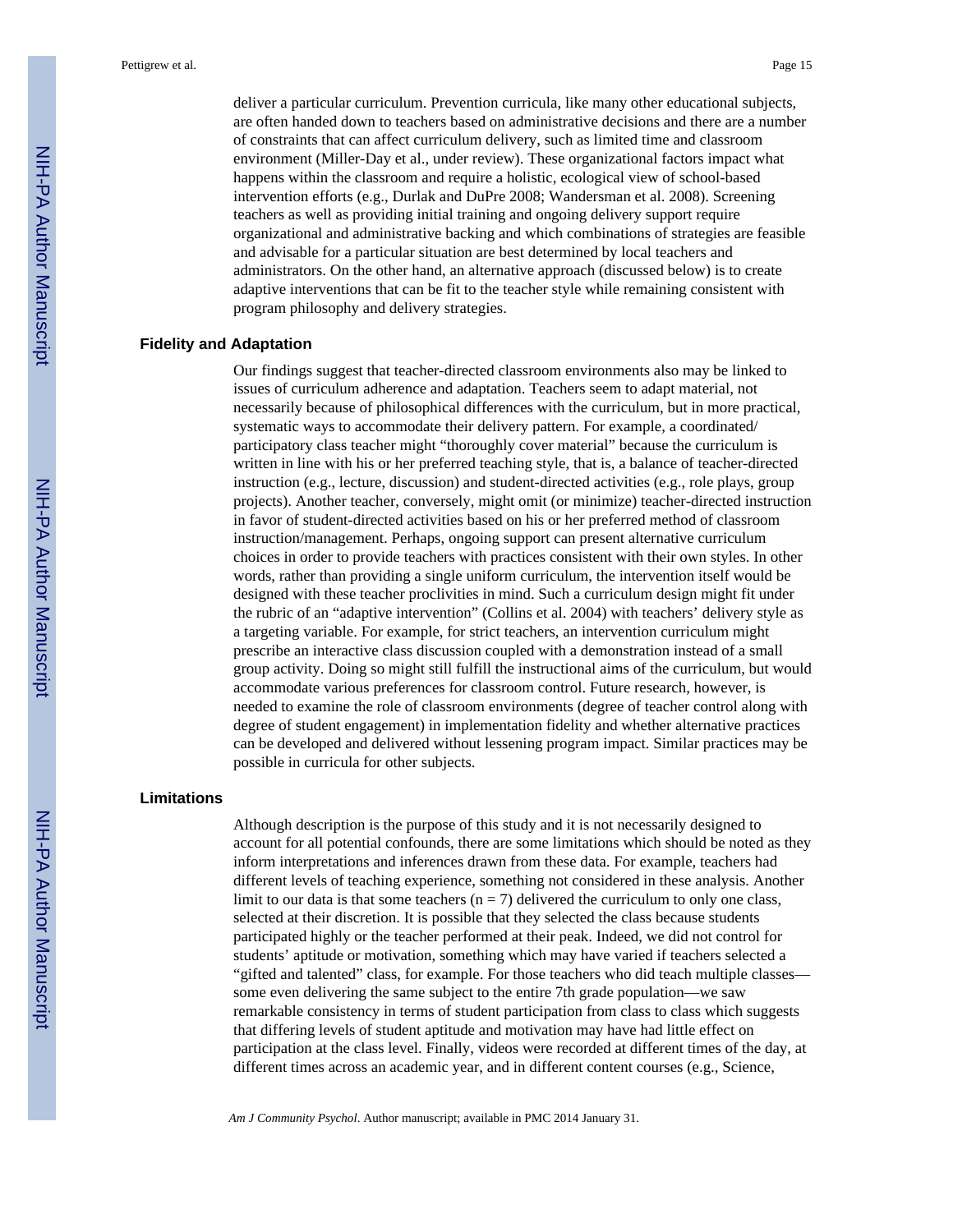deliver a particular curriculum. Prevention curricula, like many other educational subjects, are often handed down to teachers based on administrative decisions and there are a number of constraints that can affect curriculum delivery, such as limited time and classroom environment (Miller-Day et al., under review). These organizational factors impact what happens within the classroom and require a holistic, ecological view of school-based intervention efforts (e.g., Durlak and DuPre 2008; Wandersman et al. 2008). Screening teachers as well as providing initial training and ongoing delivery support require organizational and administrative backing and which combinations of strategies are feasible and advisable for a particular situation are best determined by local teachers and administrators. On the other hand, an alternative approach (discussed below) is to create adaptive interventions that can be fit to the teacher style while remaining consistent with program philosophy and delivery strategies.

### Fidelity and Adaptation

Our findings suggest that teacher-directed classroom environments also may be linked to issues of curriculum adherence and adaptation. Teachers seem to adapt material, not necessarily because of philosophical differences with the curriculum, but in more practical, systematic ways to accommodate their delivery pattern. For example, a coordinated/participatory class teacher might "thoroughly cover material" because the curriculum is written in line with his or her preferred teaching style, that is, a balance of teacher-directed instruction (e.g., lecture, discussion) and student-directed activities (e.g., role plays, group projects). Another teacher, conversely, might omit (or minimize) teacher-directed instruction in favor of student-directed activities based on his or her preferred method of classroom instruction/management. Perhaps, ongoing support can present alternative curriculum choices in order to provide teachers with practices consistent with their own styles. In other words, rather than providing a single uniform curriculum, the intervention itself would be designed with these teacher proclivities in mind. Such a curriculum design might fit under the rubric of an "adaptive intervention" (Collins et al. 2004) with teachers' delivery style as a targeting variable. For example, for strict teachers, an intervention curriculum might prescribe an interactive class discussion coupled with a demonstration instead of a small group activity. Doing so might still fulfill the instructional aims of the curriculum, but would accommodate various preferences for classroom control. Future research, however, is needed to examine the role of classroom environments (degree of teacher control along with degree of student engagement) in implementation fidelity and whether alternative practices can be developed and delivered without lessening program impact. Similar practices may be possible in curricula for other subjects.

### Limitations

Although description is the purpose of this study and it is not necessarily designed to account for all potential confounds, there are some limitations which should be noted as they inform interpretations and inferences drawn from these data. For example, teachers had different levels of teaching experience, something not considered in these analysis. Another limit to our data is that some teachers ($n = 7$) delivered the curriculum to only one class, selected at their discretion. It is possible that they selected the class because students participated highly or the teacher performed at their peak. Indeed, we did not control for students' aptitude or motivation, something which may have varied if teachers selected a "gifted and talented" class, for example. For those teachers who did teach multiple classes—some even delivering the same subject to the entire 7th grade population—we saw remarkable consistency in terms of student participation from class to class which suggests that differing levels of student aptitude and motivation may have had little effect on participation at the class level. Finally, videos were recorded at different times of the day, at different times across an academic year, and in different content courses (e.g., Science,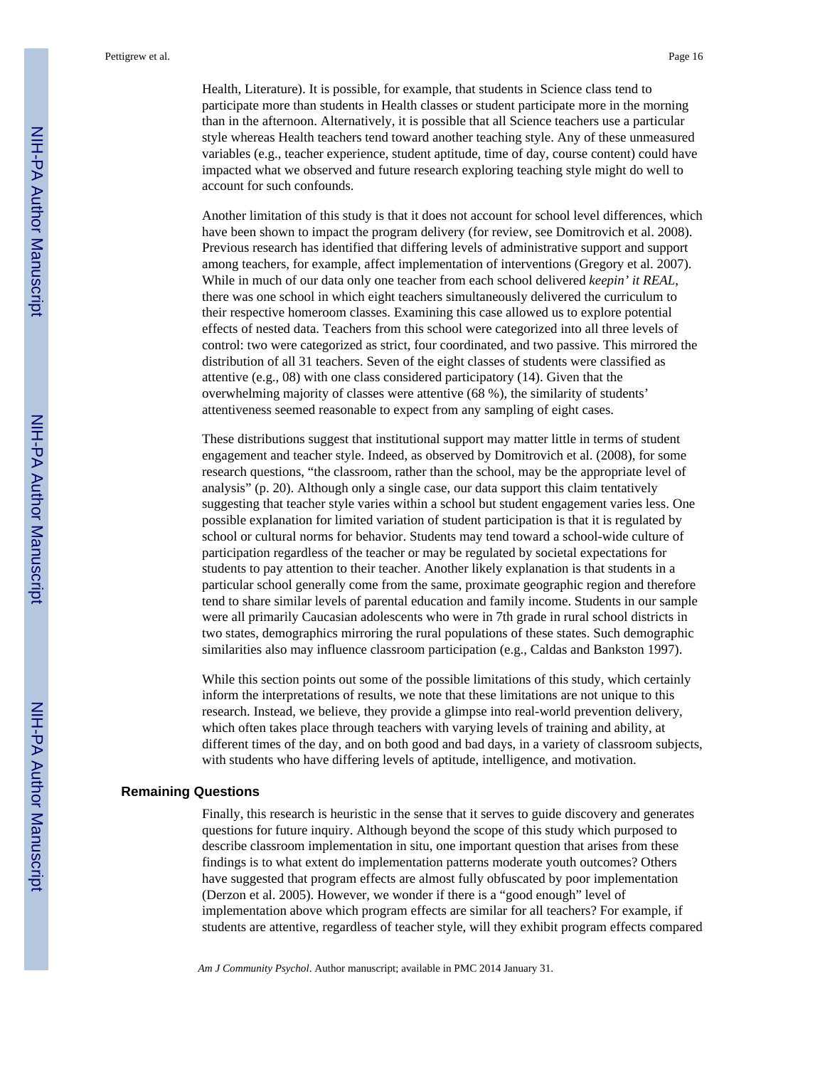Health, Literature). It is possible, for example, that students in Science class tend to participate more than students in Health classes or student participate more in the morning than in the afternoon. Alternatively, it is possible that all Science teachers use a particular style whereas Health teachers tend toward another teaching style. Any of these unmeasured variables (e.g., teacher experience, student aptitude, time of day, course content) could have impacted what we observed and future research exploring teaching style might do well to account for such confounds.

Another limitation of this study is that it does not account for school level differences, which have been shown to impact the program delivery (for review, see Domitrovich et al. 2008). Previous research has identified that differing levels of administrative support and support among teachers, for example, affect implementation of interventions (Gregory et al. 2007). While in much of our data only one teacher from each school delivered *keepin' it REAL*, there was one school in which eight teachers simultaneously delivered the curriculum to their respective homeroom classes. Examining this case allowed us to explore potential effects of nested data. Teachers from this school were categorized into all three levels of control: two were categorized as strict, four coordinated, and two passive. This mirrored the distribution of all 31 teachers. Seven of the eight classes of students were classified as attentive (e.g., 08) with one class considered participatory (14). Given that the overwhelming majority of classes were attentive (68 %), the similarity of students' attentiveness seemed reasonable to expect from any sampling of eight cases.

These distributions suggest that institutional support may matter little in terms of student engagement and teacher style. Indeed, as observed by Domitrovich et al. (2008), for some research questions, "the classroom, rather than the school, may be the appropriate level of analysis" (p. 20). Although only a single case, our data support this claim tentatively suggesting that teacher style varies within a school but student engagement varies less. One possible explanation for limited variation of student participation is that it is regulated by school or cultural norms for behavior. Students may tend toward a school-wide culture of participation regardless of the teacher or may be regulated by societal expectations for students to pay attention to their teacher. Another likely explanation is that students in a particular school generally come from the same, proximate geographic region and therefore tend to share similar levels of parental education and family income. Students in our sample were all primarily Caucasian adolescents who were in 7th grade in rural school districts in two states, demographics mirroring the rural populations of these states. Such demographic similarities also may influence classroom participation (e.g., Caldas and Bankston 1997).

While this section points out some of the possible limitations of this study, which certainly inform the interpretations of results, we note that these limitations are not unique to this research. Instead, we believe, they provide a glimpse into real-world prevention delivery, which often takes place through teachers with varying levels of training and ability, at different times of the day, and on both good and bad days, in a variety of classroom subjects, with students who have differing levels of aptitude, intelligence, and motivation.

## Remaining Questions

Finally, this research is heuristic in the sense that it serves to guide discovery and generates questions for future inquiry. Although beyond the scope of this study which purposed to describe classroom implementation in situ, one important question that arises from these findings is to what extent do implementation patterns moderate youth outcomes? Others have suggested that program effects are almost fully obfuscated by poor implementation (Derzon et al. 2005). However, we wonder if there is a "good enough" level of implementation above which program effects are similar for all teachers? For example, if students are attentive, regardless of teacher style, will they exhibit program effects compared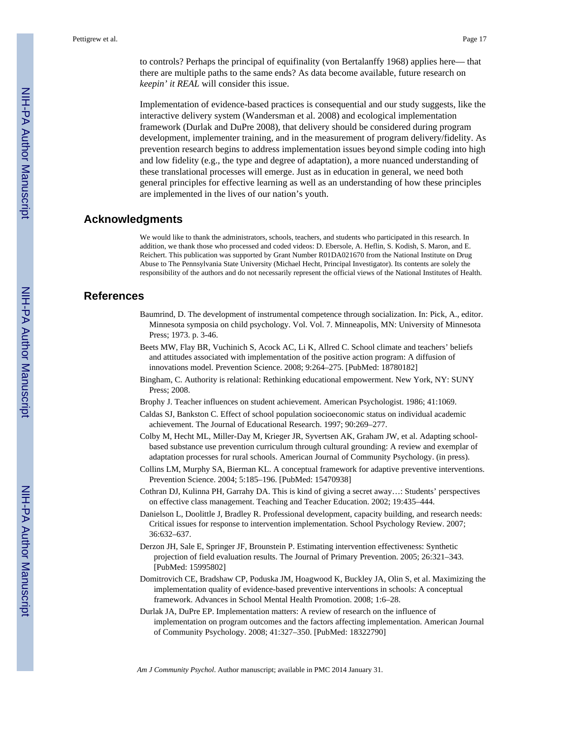to controls? Perhaps the principal of equifinality (von Bertalanffy 1968) applies here— that there are multiple paths to the same ends? As data become available, future research on *keepin' it REAL* will consider this issue.

Implementation of evidence-based practices is consequential and our study suggests, like the interactive delivery system (Wandersman et al. 2008) and ecological implementation framework (Durlak and DuPre 2008), that delivery should be considered during program development, implementer training, and in the measurement of program delivery/fidelity. As prevention research begins to address implementation issues beyond simple coding into high and low fidelity (e.g., the type and degree of adaptation), a more nuanced understanding of these translational processes will emerge. Just as in education in general, we need both general principles for effective learning as well as an understanding of how these principles are implemented in the lives of our nation's youth.

## Acknowledgments

We would like to thank the administrators, schools, teachers, and students who participated in this research. In addition, we thank those who processed and coded videos: D. Ebersole, A. Heflin, S. Kodish, S. Maron, and E. Reichert. This publication was supported by Grant Number R01DA021670 from the National Institute on Drug Abuse to The Pennsylvania State University (Michael Hecht, Principal Investigator). Its contents are solely the responsibility of the authors and do not necessarily represent the official views of the National Institutes of Health.

## References

Baumrind, D. The development of instrumental competence through socialization. In: Pick, A., editor. Minnesota symposia on child psychology. Vol. Vol. 7. Minneapolis, MN: University of Minnesota Press; 1973. p. 3-46.

Beets MW, Flay BR, Vuchinich S, Acock AC, Li K, Allred C. School climate and teachers' beliefs and attitudes associated with implementation of the positive action program: A diffusion of innovations model. Prevention Science. 2008; 9:264–275. [PubMed: 18780182]

Bingham, C. Authority is relational: Rethinking educational empowerment. New York, NY: SUNY Press; 2008.

Brophy J. Teacher influences on student achievement. American Psychologist. 1986; 41:1069.

Caldas SJ, Bankston C. Effect of school population socioeconomic status on individual academic achievement. The Journal of Educational Research. 1997; 90:269–277.

Colby M, Hecht ML, Miller-Day M, Krieger JR, Syvertsen AK, Graham JW, et al. Adapting school-based substance use prevention curriculum through cultural grounding: A review and exemplar of adaptation processes for rural schools. American Journal of Community Psychology. (in press).

Collins LM, Murphy SA, Bierman KL. A conceptual framework for adaptive preventive interventions. Prevention Science. 2004; 5:185–196. [PubMed: 15470938]

Cothran DJ, Kulinna PH, Garrahy DA. This is kind of giving a secret away…: Students' perspectives on effective class management. Teaching and Teacher Education. 2002; 19:435–444.

Danielson L, Doolittle J, Bradley R. Professional development, capacity building, and research needs: Critical issues for response to intervention implementation. School Psychology Review. 2007; 36:632–637.

Derzon JH, Sale E, Springer JF, Brounstein P. Estimating intervention effectiveness: Synthetic projection of field evaluation results. The Journal of Primary Prevention. 2005; 26:321–343. [PubMed: 15995802]

Domitrovich CE, Bradshaw CP, Poduska JM, Hoagwood K, Buckley JA, Olin S, et al. Maximizing the implementation quality of evidence-based preventive interventions in schools: A conceptual framework. Advances in School Mental Health Promotion. 2008; 1:6–28.

Durlak JA, DuPre EP. Implementation matters: A review of research on the influence of implementation on program outcomes and the factors affecting implementation. American Journal of Community Psychology. 2008; 41:327–350. [PubMed: 18322790]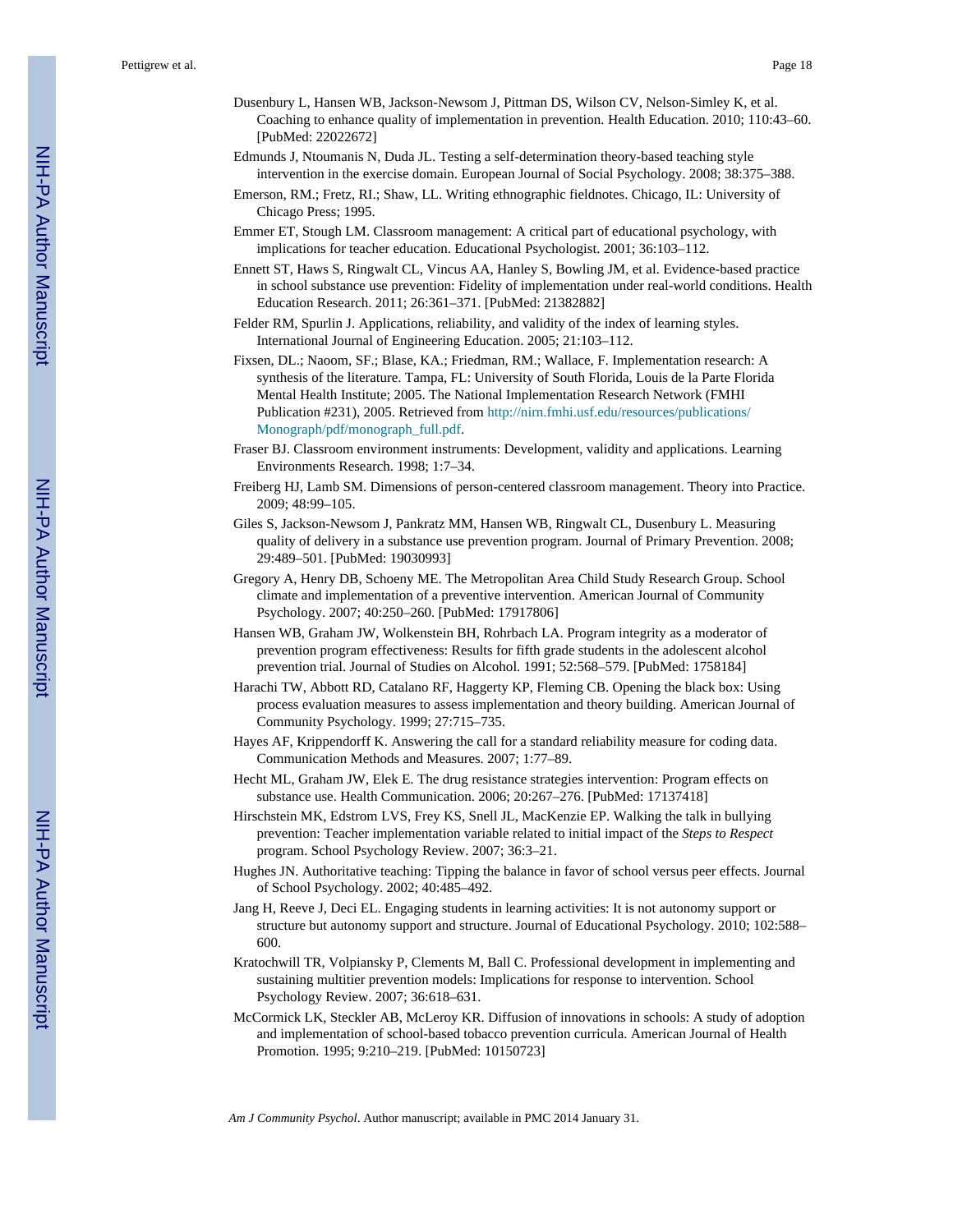Dusenbury L, Hansen WB, Jackson-Newsom J, Pittman DS, Wilson CV, Nelson-Simley K, et al. Coaching to enhance quality of implementation in prevention. Health Education. 2010; 110:43–60. [PubMed: 22022672]

Edmunds J, Ntoumanis N, Duda JL. Testing a self-determination theory-based teaching style intervention in the exercise domain. European Journal of Social Psychology. 2008; 38:375–388.

Emerson, RM.; Fretz, RI.; Shaw, LL. Writing ethnographic fieldnotes. Chicago, IL: University of Chicago Press; 1995.

Emmer ET, Stough LM. Classroom management: A critical part of educational psychology, with implications for teacher education. Educational Psychologist. 2001; 36:103–112.

Ennett ST, Haws S, Ringwalt CL, Vincus AA, Hanley S, Bowling JM, et al. Evidence-based practice in school substance use prevention: Fidelity of implementation under real-world conditions. Health Education Research. 2011; 26:361–371. [PubMed: 21382882]

Felder RM, Spurlin J. Applications, reliability, and validity of the index of learning styles. International Journal of Engineering Education. 2005; 21:103–112.

Fixsen, DL.; Naoom, SF.; Blase, KA.; Friedman, RM.; Wallace, F. Implementation research: A synthesis of the literature. Tampa, FL: University of South Florida, Louis de la Parte Florida Mental Health Institute; 2005. The National Implementation Research Network (FMHI Publication #231), 2005. Retrieved from http://nirn.fmhi.usf.edu/resources/publications/Monograph/pdf/monograph_full.pdf.

Fraser BJ. Classroom environment instruments: Development, validity and applications. Learning Environments Research. 1998; 1:7–34.

Freiberg HJ, Lamb SM. Dimensions of person-centered classroom management. Theory into Practice. 2009; 48:99–105.

Giles S, Jackson-Newsom J, Pankratz MM, Hansen WB, Ringwalt CL, Dusenbury L. Measuring quality of delivery in a substance use prevention program. Journal of Primary Prevention. 2008; 29:489–501. [PubMed: 19030993]

Gregory A, Henry DB, Schoeny ME. The Metropolitan Area Child Study Research Group. School climate and implementation of a preventive intervention. American Journal of Community Psychology. 2007; 40:250–260. [PubMed: 17917806]

Hansen WB, Graham JW, Wolkenstein BH, Rohrbach LA. Program integrity as a moderator of prevention program effectiveness: Results for fifth grade students in the adolescent alcohol prevention trial. Journal of Studies on Alcohol. 1991; 52:568–579. [PubMed: 1758184]

Harachi TW, Abbott RD, Catalano RF, Haggerty KP, Fleming CB. Opening the black box: Using process evaluation measures to assess implementation and theory building. American Journal of Community Psychology. 1999; 27:715–735.

Hayes AF, Krippendorff K. Answering the call for a standard reliability measure for coding data. Communication Methods and Measures. 2007; 1:77–89.

Hecht ML, Graham JW, Elek E. The drug resistance strategies intervention: Program effects on substance use. Health Communication. 2006; 20:267–276. [PubMed: 17137418]

Hirschstein MK, Edstrom LVS, Frey KS, Snell JL, MacKenzie EP. Walking the talk in bullying prevention: Teacher implementation variable related to initial impact of the *Steps to Respect* program. School Psychology Review. 2007; 36:3–21.

Hughes JN. Authoritative teaching: Tipping the balance in favor of school versus peer effects. Journal of School Psychology. 2002; 40:485–492.

Jang H, Reeve J, Deci EL. Engaging students in learning activities: It is not autonomy support or structure but autonomy support and structure. Journal of Educational Psychology. 2010; 102:588–600.

Kratochwill TR, Volpiansky P, Clements M, Ball C. Professional development in implementing and sustaining multitier prevention models: Implications for response to intervention. School Psychology Review. 2007; 36:618–631.

McCormick LK, Steckler AB, McLeroy KR. Diffusion of innovations in schools: A study of adoption and implementation of school-based tobacco prevention curricula. American Journal of Health Promotion. 1995; 9:210–219. [PubMed: 10150723]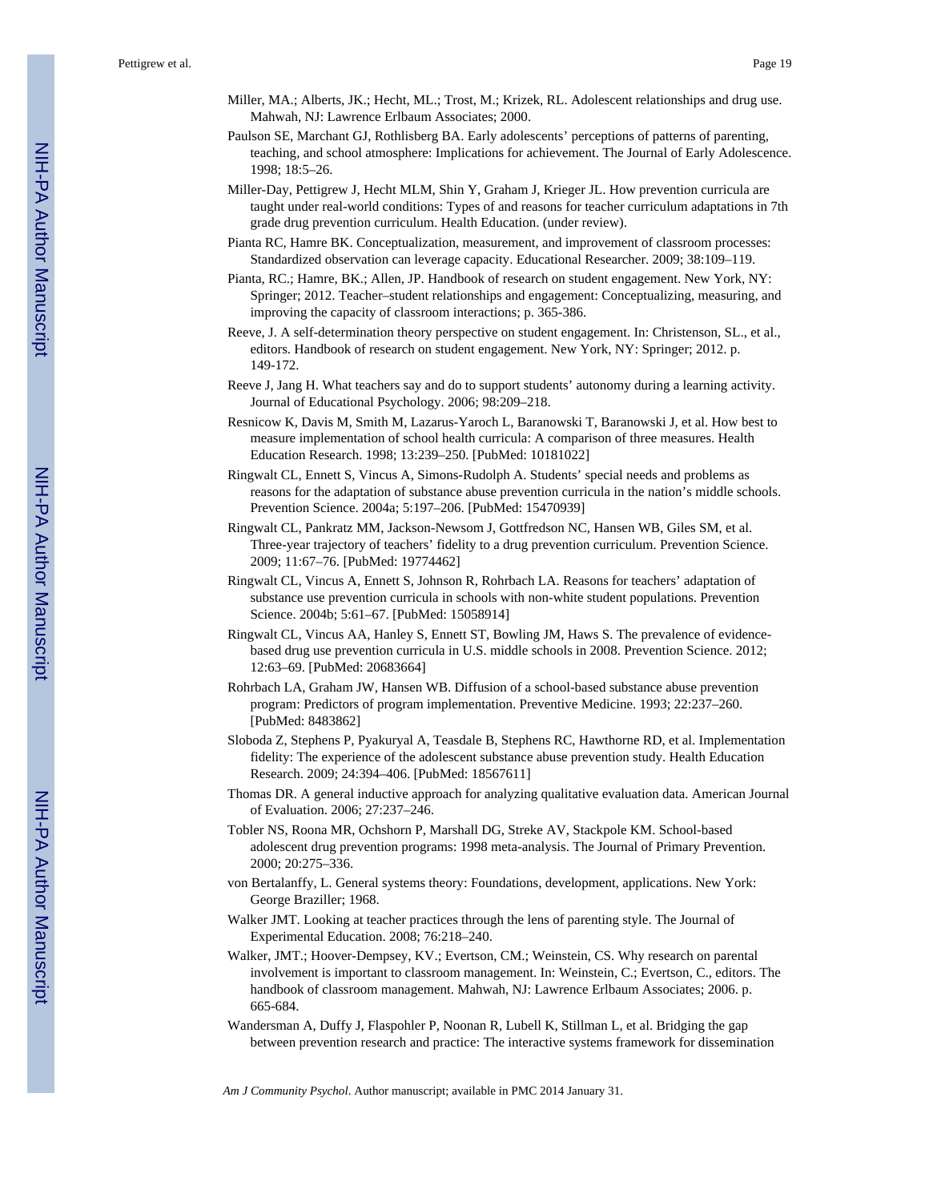Miller, MA.; Alberts, JK.; Hecht, ML.; Trost, M.; Krizek, RL. Adolescent relationships and drug use. Mahwah, NJ: Lawrence Erlbaum Associates; 2000.

Paulson SE, Marchant GJ, Rothlisberg BA. Early adolescents' perceptions of patterns of parenting, teaching, and school atmosphere: Implications for achievement. The Journal of Early Adolescence. 1998; 18:5–26.

Miller-Day, Pettigrew J, Hecht MLM, Shin Y, Graham J, Krieger JL. How prevention curricula are taught under real-world conditions: Types of and reasons for teacher curriculum adaptations in 7th grade drug prevention curriculum. Health Education. (under review).

Pianta RC, Hamre BK. Conceptualization, measurement, and improvement of classroom processes: Standardized observation can leverage capacity. Educational Researcher. 2009; 38:109–119.

Pianta, RC.; Hamre, BK.; Allen, JP. Handbook of research on student engagement. New York, NY: Springer; 2012. Teacher–student relationships and engagement: Conceptualizing, measuring, and improving the capacity of classroom interactions; p. 365-386.

Reeve, J. A self-determination theory perspective on student engagement. In: Christenson, SL., et al., editors. Handbook of research on student engagement. New York, NY: Springer; 2012. p. 149-172.

Reeve J, Jang H. What teachers say and do to support students' autonomy during a learning activity. Journal of Educational Psychology. 2006; 98:209–218.

Resnicow K, Davis M, Smith M, Lazarus-Yaroch L, Baranowski T, Baranowski J, et al. How best to measure implementation of school health curricula: A comparison of three measures. Health Education Research. 1998; 13:239–250. [PubMed: 10181022]

Ringwalt CL, Ennett S, Vincus A, Simons-Rudolph A. Students' special needs and problems as reasons for the adaptation of substance abuse prevention curricula in the nation's middle schools. Prevention Science. 2004a; 5:197–206. [PubMed: 15470939]

Ringwalt CL, Pankratz MM, Jackson-Newsom J, Gottfredson NC, Hansen WB, Giles SM, et al. Three-year trajectory of teachers' fidelity to a drug prevention curriculum. Prevention Science. 2009; 11:67–76. [PubMed: 19774462]

Ringwalt CL, Vincus A, Ennett S, Johnson R, Rohrbach LA. Reasons for teachers' adaptation of substance use prevention curricula in schools with non-white student populations. Prevention Science. 2004b; 5:61–67. [PubMed: 15058914]

Ringwalt CL, Vincus AA, Hanley S, Ennett ST, Bowling JM, Haws S. The prevalence of evidence-based drug use prevention curricula in U.S. middle schools in 2008. Prevention Science. 2012; 12:63–69. [PubMed: 20683664]

Rohrbach LA, Graham JW, Hansen WB. Diffusion of a school-based substance abuse prevention program: Predictors of program implementation. Preventive Medicine. 1993; 22:237–260. [PubMed: 8483862]

Sloboda Z, Stephens P, Pyakuryal A, Teasdale B, Stephens RC, Hawthorne RD, et al. Implementation fidelity: The experience of the adolescent substance abuse prevention study. Health Education Research. 2009; 24:394–406. [PubMed: 18567611]

Thomas DR. A general inductive approach for analyzing qualitative evaluation data. American Journal of Evaluation. 2006; 27:237–246.

Tobler NS, Roona MR, Ochshorn P, Marshall DG, Streke AV, Stackpole KM. School-based adolescent drug prevention programs: 1998 meta-analysis. The Journal of Primary Prevention. 2000; 20:275–336.

von Bertalanffy, L. General systems theory: Foundations, development, applications. New York: George Braziller; 1968.

Walker JMT. Looking at teacher practices through the lens of parenting style. The Journal of Experimental Education. 2008; 76:218–240.

Walker, JMT.; Hoover-Dempsey, KV.; Evertson, CM.; Weinstein, CS. Why research on parental involvement is important to classroom management. In: Weinstein, C.; Evertson, C., editors. The handbook of classroom management. Mahwah, NJ: Lawrence Erlbaum Associates; 2006. p. 665-684.

Wandersman A, Duffy J, Flaspohler P, Noonan R, Lubell K, Stillman L, et al. Bridging the gap between prevention research and practice: The interactive systems framework for dissemination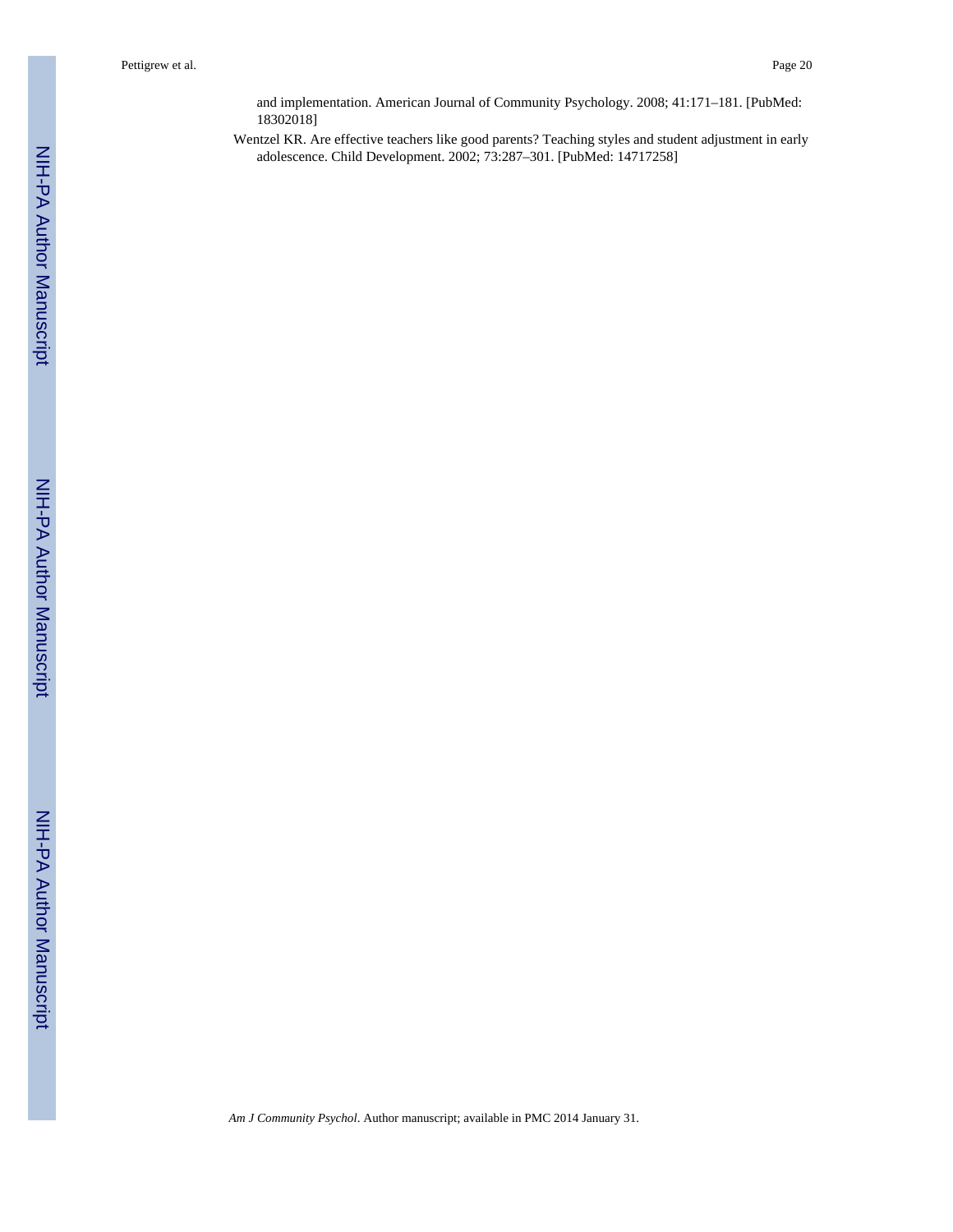and implementation. American Journal of Community Psychology. 2008; 41:171–181. [PubMed: 18302018]

Wentzel KR. Are effective teachers like good parents? Teaching styles and student adjustment in early adolescence. Child Development. 2002; 73:287–301. [PubMed: 14717258]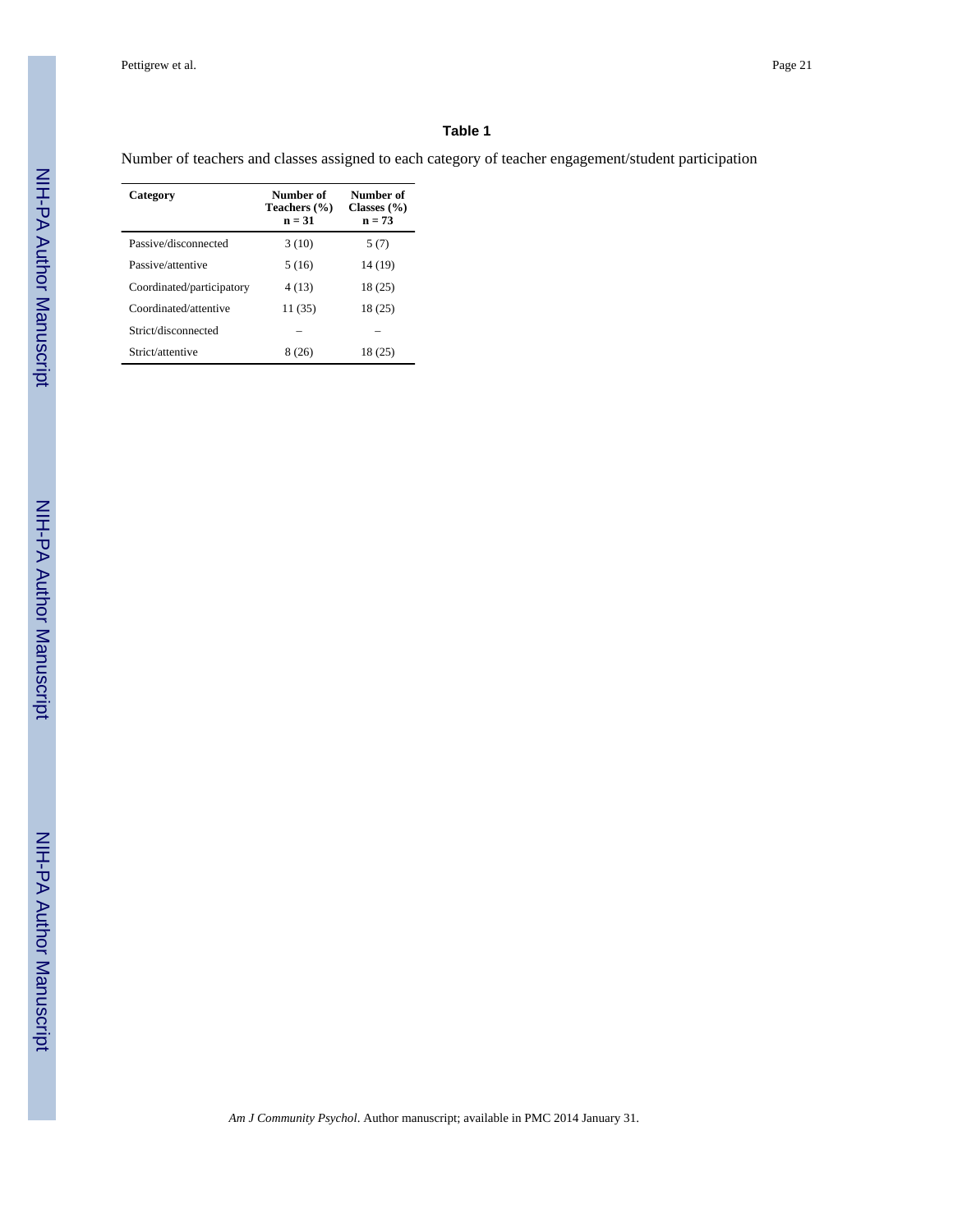## Table 1

Number of teachers and classes assigned to each category of teacher engagement/student participation

| Category | Number of Teachers (%) n = 31 | Number of Classes (%) n = 73 |
|---|---|---|
| Passive/disconnected | 3 (10) | 5 (7) |
| Passive/attentive | 5 (16) | 14 (19) |
| Coordinated/participatory | 4 (13) | 18 (25) |
| Coordinated/attentive | 11 (35) | 18 (25) |
| Strict/disconnected | – | – |
| Strict/attentive | 8 (26) | 18 (25) |